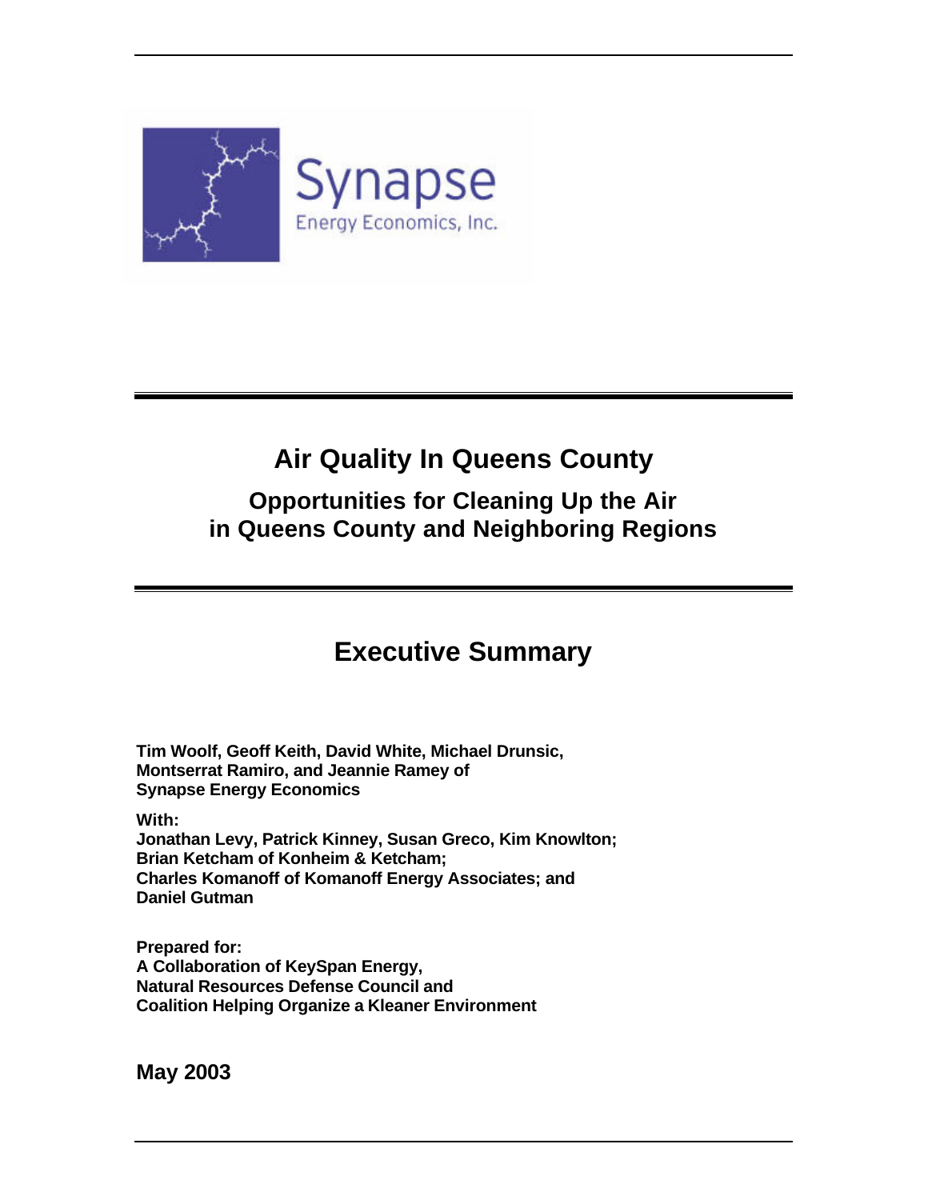Synapse
Energy Economics, Inc.

# Air Quality In Queens County

## Opportunities for Cleaning Up the Air in Queens County and Neighboring Regions

# Executive Summary

**Tim Woolf, Geoff Keith, David White, Michael Drunsic, Montserrat Ramiro, and Jeannie Ramey of Synapse Energy Economics**

**With:**
**Jonathan Levy, Patrick Kinney, Susan Greco, Kim Knowlton; Brian Ketcham of Konheim & Ketcham; Charles Komanoff of Komanoff Energy Associates; and Daniel Gutman**

**Prepared for:**
**A Collaboration of KeySpan Energy, Natural Resources Defense Council and Coalition Helping Organize a Kleaner Environment**

**May 2003**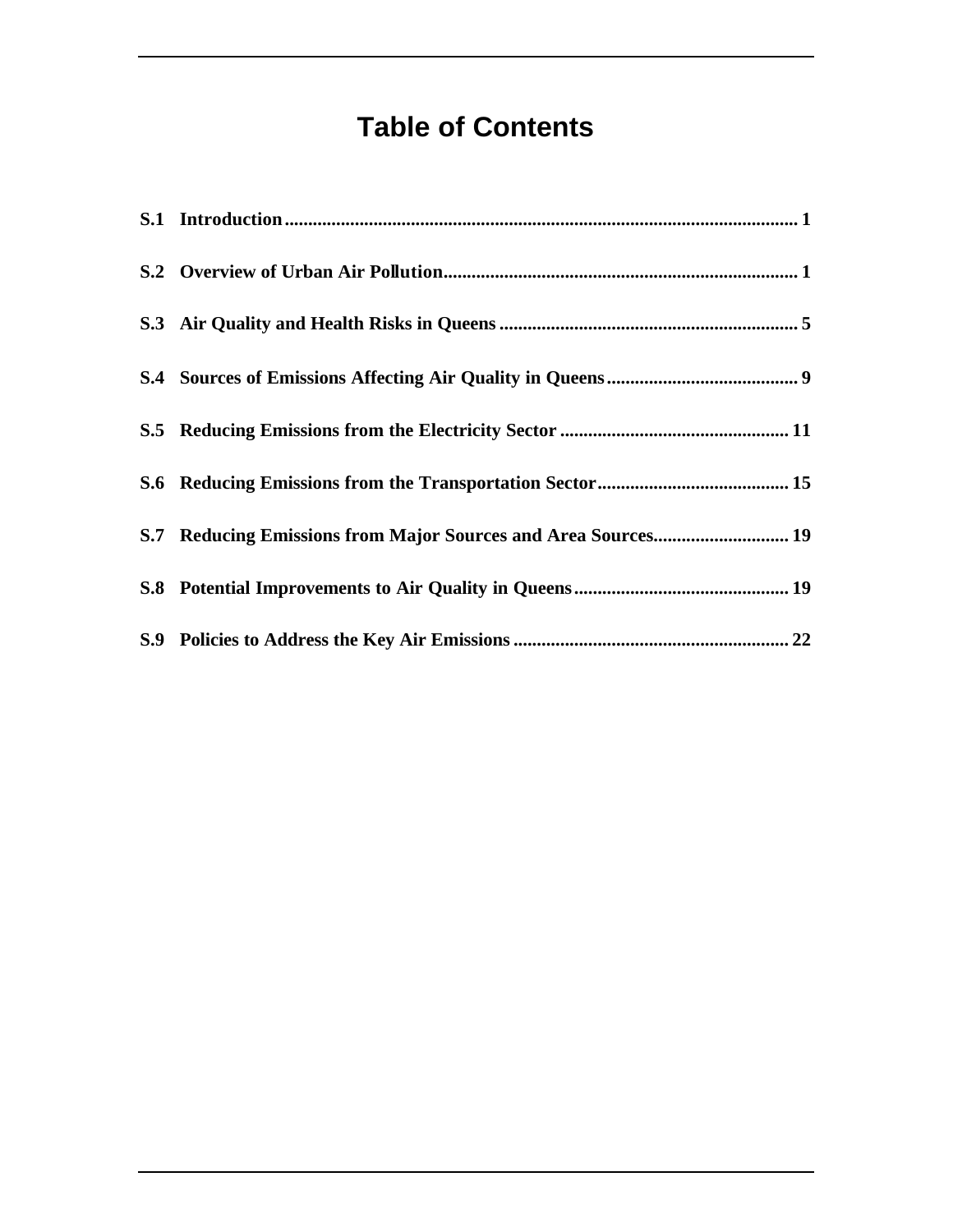# Table of Contents

**S.1 Introduction** .......... **1**

**S.2 Overview of Urban Air Pollution** .......... **1**

**S.3 Air Quality and Health Risks in Queens** .......... **5**

**S.4 Sources of Emissions Affecting Air Quality in Queens** .......... **9**

**S.5 Reducing Emissions from the Electricity Sector** .......... **11**

**S.6 Reducing Emissions from the Transportation Sector** .......... **15**

**S.7 Reducing Emissions from Major Sources and Area Sources** .......... **19**

**S.8 Potential Improvements to Air Quality in Queens** .......... **19**

**S.9 Policies to Address the Key Air Emissions** .......... **22**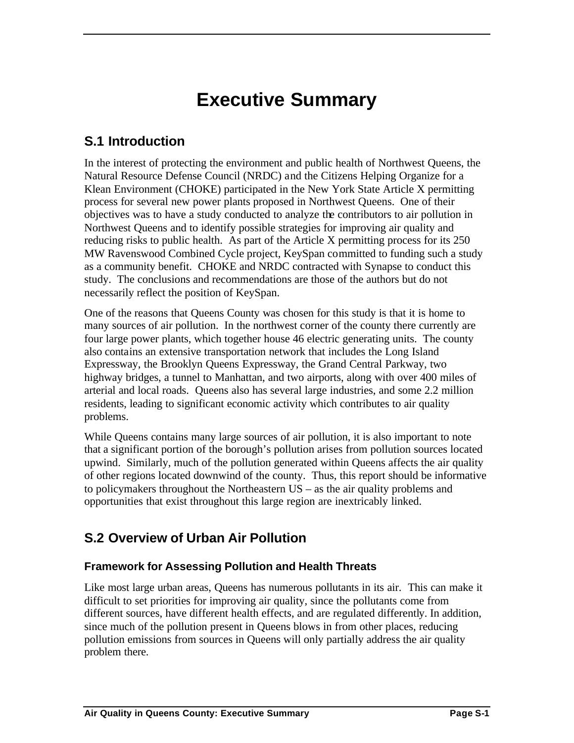# Executive Summary

## S.1 Introduction

In the interest of protecting the environment and public health of Northwest Queens, the Natural Resource Defense Council (NRDC) and the Citizens Helping Organize for a Klean Environment (CHOKE) participated in the New York State Article X permitting process for several new power plants proposed in Northwest Queens. One of their objectives was to have a study conducted to analyze the contributors to air pollution in Northwest Queens and to identify possible strategies for improving air quality and reducing risks to public health. As part of the Article X permitting process for its 250 MW Ravenswood Combined Cycle project, KeySpan committed to funding such a study as a community benefit. CHOKE and NRDC contracted with Synapse to conduct this study. The conclusions and recommendations are those of the authors but do not necessarily reflect the position of KeySpan.

One of the reasons that Queens County was chosen for this study is that it is home to many sources of air pollution. In the northwest corner of the county there currently are four large power plants, which together house 46 electric generating units. The county also contains an extensive transportation network that includes the Long Island Expressway, the Brooklyn Queens Expressway, the Grand Central Parkway, two highway bridges, a tunnel to Manhattan, and two airports, along with over 400 miles of arterial and local roads. Queens also has several large industries, and some 2.2 million residents, leading to significant economic activity which contributes to air quality problems.

While Queens contains many large sources of air pollution, it is also important to note that a significant portion of the borough's pollution arises from pollution sources located upwind. Similarly, much of the pollution generated within Queens affects the air quality of other regions located downwind of the county. Thus, this report should be informative to policymakers throughout the Northeastern US – as the air quality problems and opportunities that exist throughout this large region are inextricably linked.

## S.2 Overview of Urban Air Pollution

### Framework for Assessing Pollution and Health Threats

Like most large urban areas, Queens has numerous pollutants in its air. This can make it difficult to set priorities for improving air quality, since the pollutants come from different sources, have different health effects, and are regulated differently. In addition, since much of the pollution present in Queens blows in from other places, reducing pollution emissions from sources in Queens will only partially address the air quality problem there.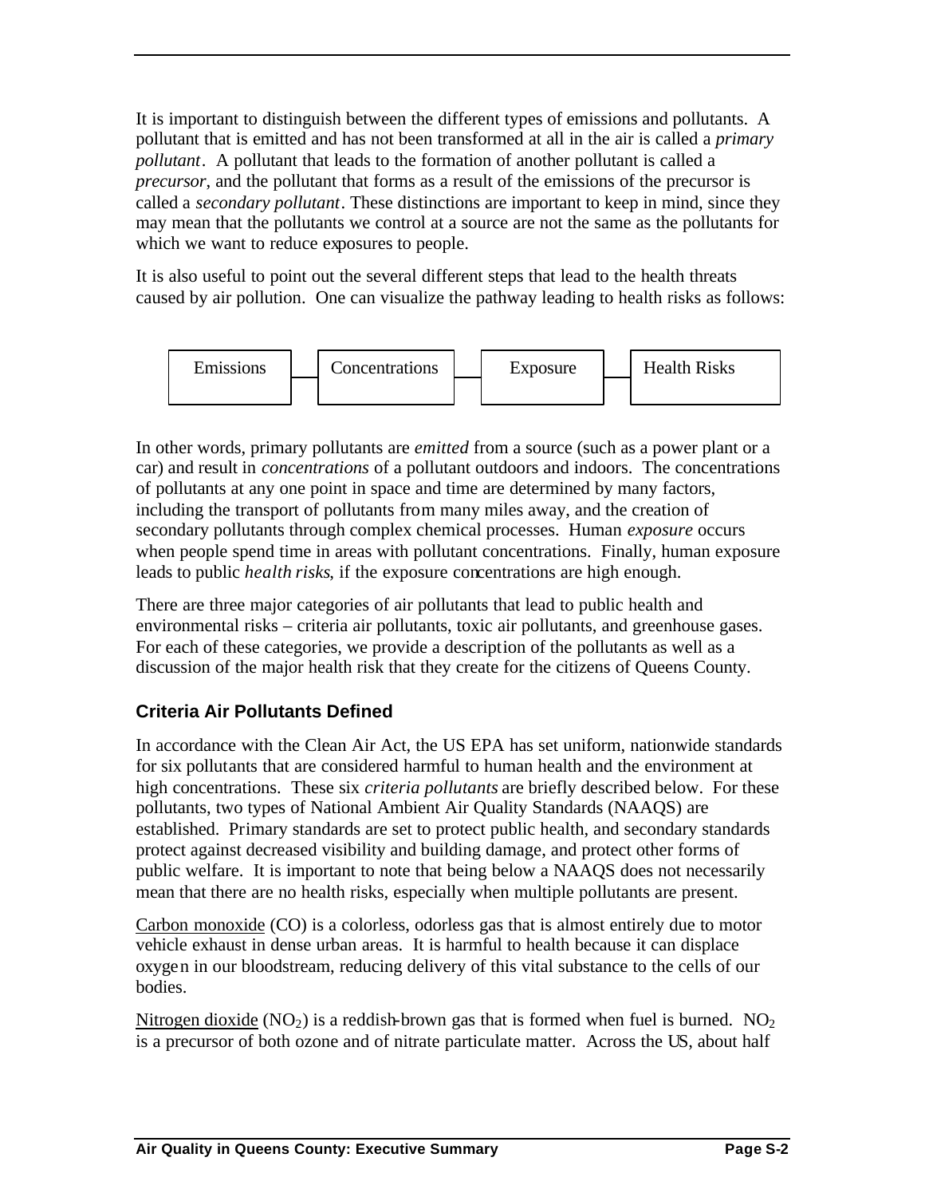It is important to distinguish between the different types of emissions and pollutants. A pollutant that is emitted and has not been transformed at all in the air is called a *primary pollutant*. A pollutant that leads to the formation of another pollutant is called a *precursor*, and the pollutant that forms as a result of the emissions of the precursor is called a *secondary pollutant*. These distinctions are important to keep in mind, since they may mean that the pollutants we control at a source are not the same as the pollutants for which we want to reduce exposures to people.

It is also useful to point out the several different steps that lead to the health threats caused by air pollution. One can visualize the pathway leading to health risks as follows:

Emissions — Concentrations — Exposure — Health Risks

In other words, primary pollutants are *emitted* from a source (such as a power plant or a car) and result in *concentrations* of a pollutant outdoors and indoors. The concentrations of pollutants at any one point in space and time are determined by many factors, including the transport of pollutants from many miles away, and the creation of secondary pollutants through complex chemical processes. Human *exposure* occurs when people spend time in areas with pollutant concentrations. Finally, human exposure leads to public *health risks*, if the exposure concentrations are high enough.

There are three major categories of air pollutants that lead to public health and environmental risks – criteria air pollutants, toxic air pollutants, and greenhouse gases. For each of these categories, we provide a description of the pollutants as well as a discussion of the major health risk that they create for the citizens of Queens County.

### Criteria Air Pollutants Defined

In accordance with the Clean Air Act, the US EPA has set uniform, nationwide standards for six pollutants that are considered harmful to human health and the environment at high concentrations. These six *criteria pollutants* are briefly described below. For these pollutants, two types of National Ambient Air Quality Standards (NAAQS) are established. Primary standards are set to protect public health, and secondary standards protect against decreased visibility and building damage, and protect other forms of public welfare. It is important to note that being below a NAAQS does not necessarily mean that there are no health risks, especially when multiple pollutants are present.

Carbon monoxide (CO) is a colorless, odorless gas that is almost entirely due to motor vehicle exhaust in dense urban areas. It is harmful to health because it can displace oxygen in our bloodstream, reducing delivery of this vital substance to the cells of our bodies.

Nitrogen dioxide ($NO_2$) is a reddish-brown gas that is formed when fuel is burned. $NO_2$ is a precursor of both ozone and of nitrate particulate matter. Across the US, about half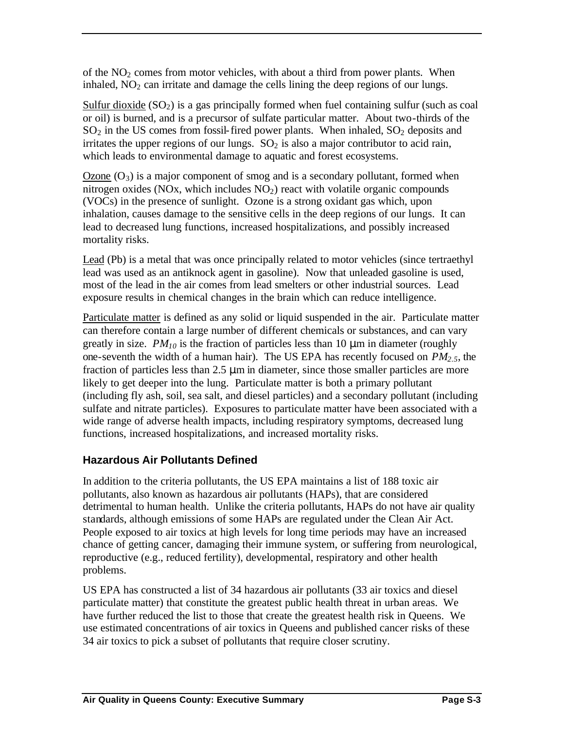of the $NO_2$ comes from motor vehicles, with about a third from power plants. When inhaled, $NO_2$ can irritate and damage the cells lining the deep regions of our lungs.

Sulfur dioxide ($SO_2$) is a gas principally formed when fuel containing sulfur (such as coal or oil) is burned, and is a precursor of sulfate particular matter. About two-thirds of the $SO_2$ in the US comes from fossil-fired power plants. When inhaled, $SO_2$ deposits and irritates the upper regions of our lungs. $SO_2$ is also a major contributor to acid rain, which leads to environmental damage to aquatic and forest ecosystems.

Ozone ($O_3$) is a major component of smog and is a secondary pollutant, formed when nitrogen oxides (NOx, which includes $NO_2$) react with volatile organic compounds (VOCs) in the presence of sunlight. Ozone is a strong oxidant gas which, upon inhalation, causes damage to the sensitive cells in the deep regions of our lungs. It can lead to decreased lung functions, increased hospitalizations, and possibly increased mortality risks.

Lead (Pb) is a metal that was once principally related to motor vehicles (since tertraethyl lead was used as an antiknock agent in gasoline). Now that unleaded gasoline is used, most of the lead in the air comes from lead smelters or other industrial sources. Lead exposure results in chemical changes in the brain which can reduce intelligence.

Particulate matter is defined as any solid or liquid suspended in the air. Particulate matter can therefore contain a large number of different chemicals or substances, and can vary greatly in size. $PM_{10}$ is the fraction of particles less than 10 µm in diameter (roughly one-seventh the width of a human hair). The US EPA has recently focused on $PM_{2.5}$, the fraction of particles less than 2.5 µm in diameter, since those smaller particles are more likely to get deeper into the lung. Particulate matter is both a primary pollutant (including fly ash, soil, sea salt, and diesel particles) and a secondary pollutant (including sulfate and nitrate particles). Exposures to particulate matter have been associated with a wide range of adverse health impacts, including respiratory symptoms, decreased lung functions, increased hospitalizations, and increased mortality risks.

### Hazardous Air Pollutants Defined

In addition to the criteria pollutants, the US EPA maintains a list of 188 toxic air pollutants, also known as hazardous air pollutants (HAPs), that are considered detrimental to human health. Unlike the criteria pollutants, HAPs do not have air quality standards, although emissions of some HAPs are regulated under the Clean Air Act. People exposed to air toxics at high levels for long time periods may have an increased chance of getting cancer, damaging their immune system, or suffering from neurological, reproductive (e.g., reduced fertility), developmental, respiratory and other health problems.

US EPA has constructed a list of 34 hazardous air pollutants (33 air toxics and diesel particulate matter) that constitute the greatest public health threat in urban areas. We have further reduced the list to those that create the greatest health risk in Queens. We use estimated concentrations of air toxics in Queens and published cancer risks of these 34 air toxics to pick a subset of pollutants that require closer scrutiny.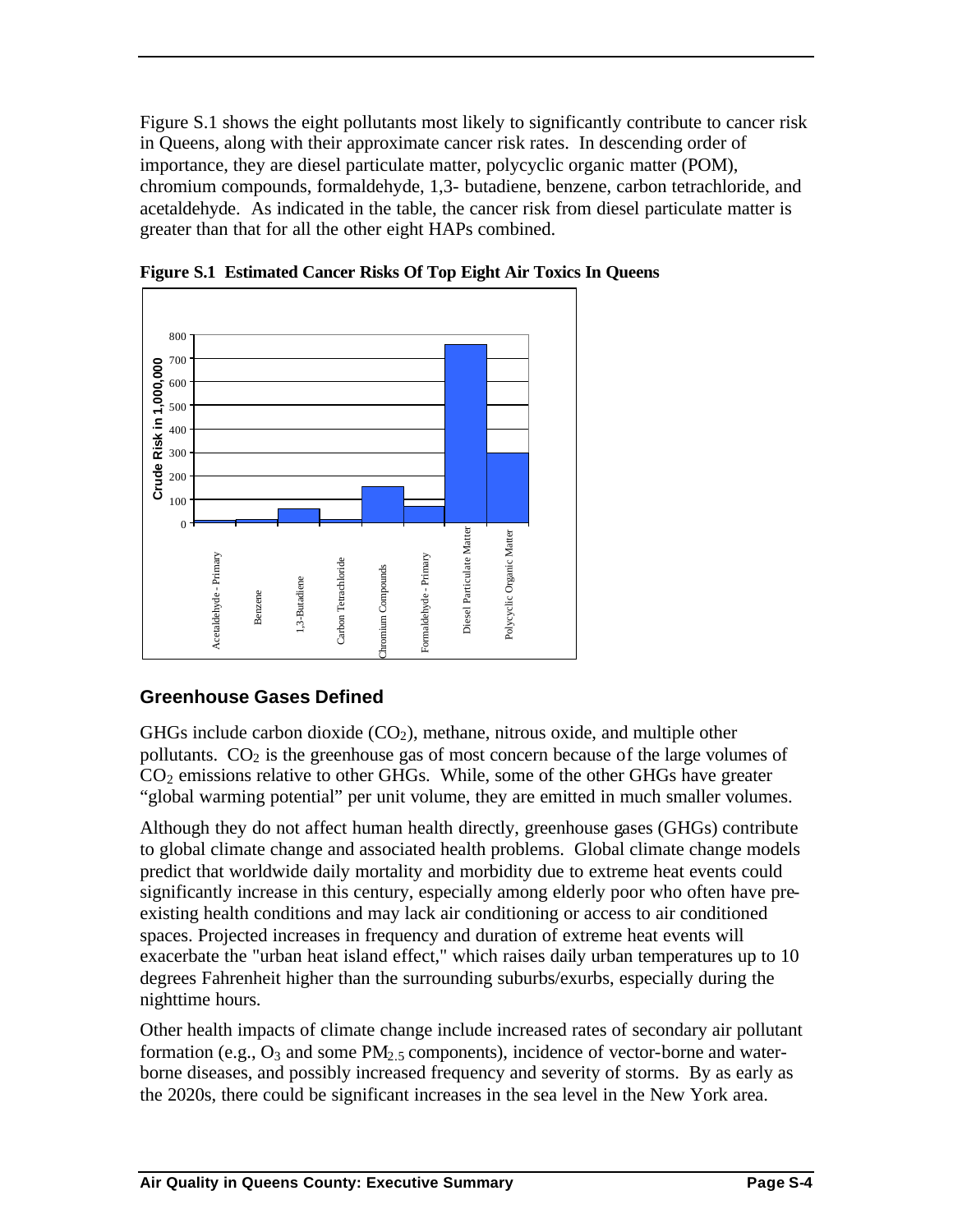Figure S.1 shows the eight pollutants most likely to significantly contribute to cancer risk in Queens, along with their approximate cancer risk rates. In descending order of importance, they are diesel particulate matter, polycyclic organic matter (POM), chromium compounds, formaldehyde, 1,3- butadiene, benzene, carbon tetrachloride, and acetaldehyde. As indicated in the table, the cancer risk from diesel particulate matter is greater than that for all the other eight HAPs combined.

**Figure S.1 Estimated Cancer Risks Of Top Eight Air Toxics In Queens**

## Greenhouse Gases Defined

GHGs include carbon dioxide ($CO_2$), methane, nitrous oxide, and multiple other pollutants. $CO_2$ is the greenhouse gas of most concern because of the large volumes of $CO_2$ emissions relative to other GHGs. While, some of the other GHGs have greater "global warming potential" per unit volume, they are emitted in much smaller volumes.

Although they do not affect human health directly, greenhouse gases (GHGs) contribute to global climate change and associated health problems. Global climate change models predict that worldwide daily mortality and morbidity due to extreme heat events could significantly increase in this century, especially among elderly poor who often have pre-existing health conditions and may lack air conditioning or access to air conditioned spaces. Projected increases in frequency and duration of extreme heat events will exacerbate the "urban heat island effect," which raises daily urban temperatures up to 10 degrees Fahrenheit higher than the surrounding suburbs/exurbs, especially during the nighttime hours.

Other health impacts of climate change include increased rates of secondary air pollutant formation (e.g., $O_3$ and some $PM_{2.5}$ components), incidence of vector-borne and water-borne diseases, and possibly increased frequency and severity of storms. By as early as the 2020s, there could be significant increases in the sea level in the New York area.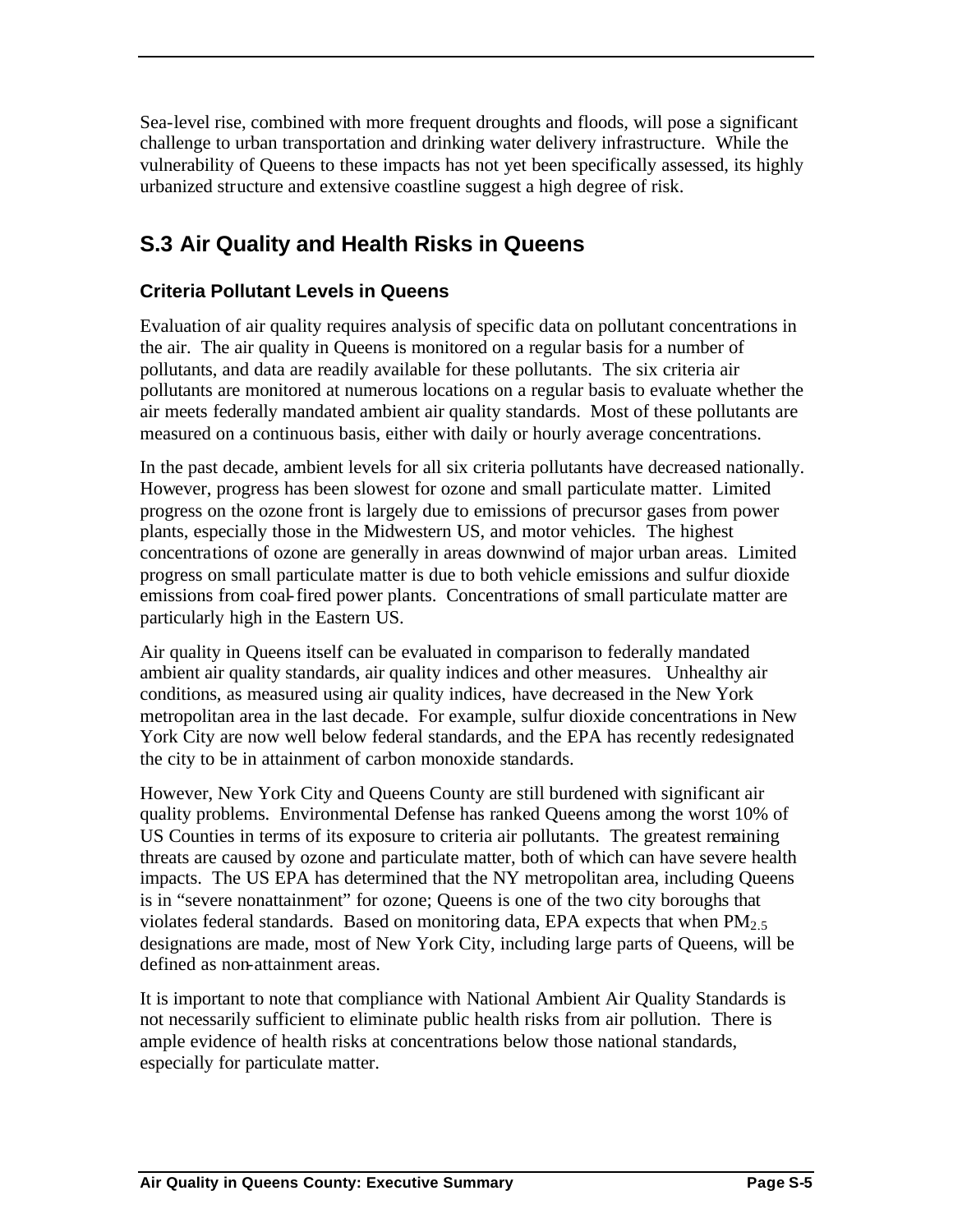Sea-level rise, combined with more frequent droughts and floods, will pose a significant challenge to urban transportation and drinking water delivery infrastructure. While the vulnerability of Queens to these impacts has not yet been specifically assessed, its highly urbanized structure and extensive coastline suggest a high degree of risk.

## S.3 Air Quality and Health Risks in Queens

### Criteria Pollutant Levels in Queens

Evaluation of air quality requires analysis of specific data on pollutant concentrations in the air. The air quality in Queens is monitored on a regular basis for a number of pollutants, and data are readily available for these pollutants. The six criteria air pollutants are monitored at numerous locations on a regular basis to evaluate whether the air meets federally mandated ambient air quality standards. Most of these pollutants are measured on a continuous basis, either with daily or hourly average concentrations.

In the past decade, ambient levels for all six criteria pollutants have decreased nationally. However, progress has been slowest for ozone and small particulate matter. Limited progress on the ozone front is largely due to emissions of precursor gases from power plants, especially those in the Midwestern US, and motor vehicles. The highest concentrations of ozone are generally in areas downwind of major urban areas. Limited progress on small particulate matter is due to both vehicle emissions and sulfur dioxide emissions from coal-fired power plants. Concentrations of small particulate matter are particularly high in the Eastern US.

Air quality in Queens itself can be evaluated in comparison to federally mandated ambient air quality standards, air quality indices and other measures. Unhealthy air conditions, as measured using air quality indices, have decreased in the New York metropolitan area in the last decade. For example, sulfur dioxide concentrations in New York City are now well below federal standards, and the EPA has recently redesignated the city to be in attainment of carbon monoxide standards.

However, New York City and Queens County are still burdened with significant air quality problems. Environmental Defense has ranked Queens among the worst 10% of US Counties in terms of its exposure to criteria air pollutants. The greatest remaining threats are caused by ozone and particulate matter, both of which can have severe health impacts. The US EPA has determined that the NY metropolitan area, including Queens is in "severe nonattainment" for ozone; Queens is one of the two city boroughs that violates federal standards. Based on monitoring data, EPA expects that when $PM_{2.5}$ designations are made, most of New York City, including large parts of Queens, will be defined as non-attainment areas.

It is important to note that compliance with National Ambient Air Quality Standards is not necessarily sufficient to eliminate public health risks from air pollution. There is ample evidence of health risks at concentrations below those national standards, especially for particulate matter.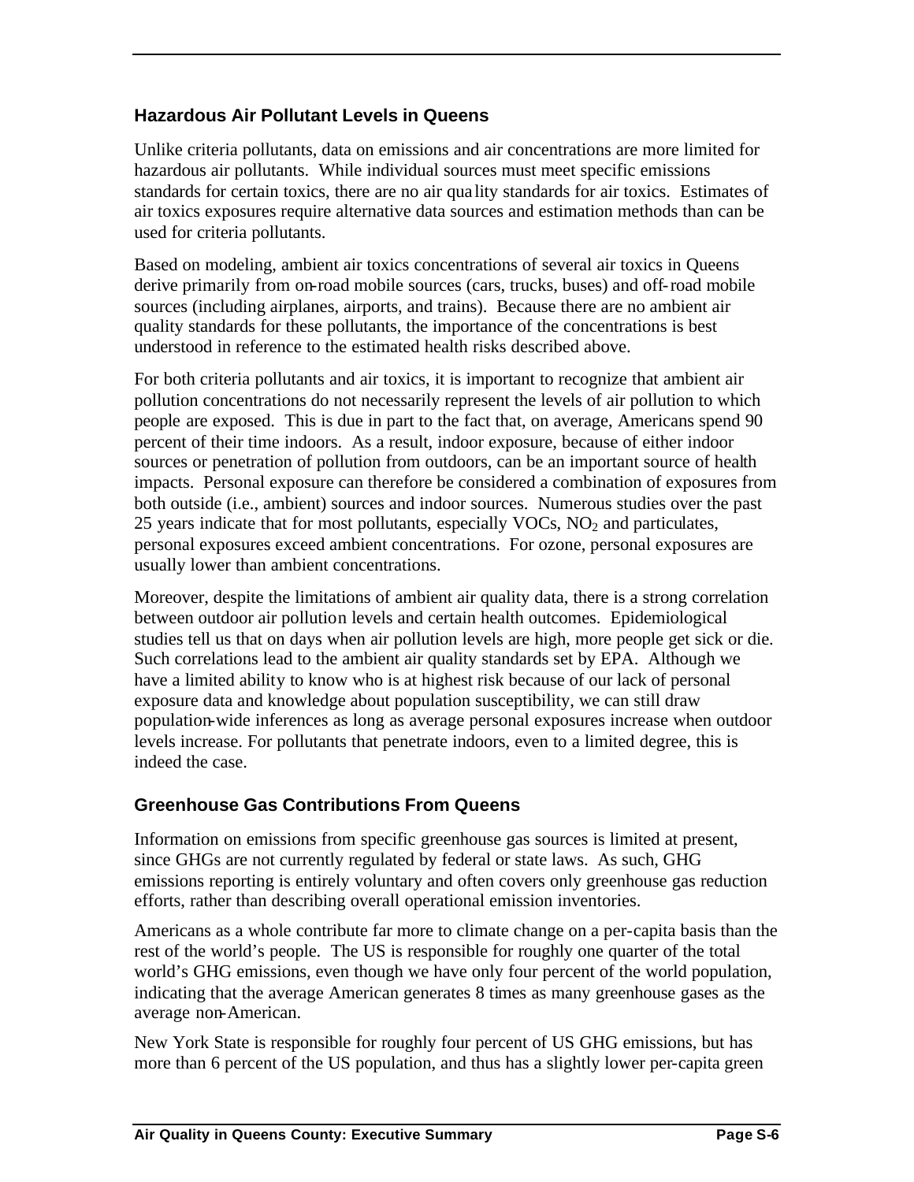## Hazardous Air Pollutant Levels in Queens

Unlike criteria pollutants, data on emissions and air concentrations are more limited for hazardous air pollutants. While individual sources must meet specific emissions standards for certain toxics, there are no air quality standards for air toxics. Estimates of air toxics exposures require alternative data sources and estimation methods than can be used for criteria pollutants.

Based on modeling, ambient air toxics concentrations of several air toxics in Queens derive primarily from on-road mobile sources (cars, trucks, buses) and off-road mobile sources (including airplanes, airports, and trains). Because there are no ambient air quality standards for these pollutants, the importance of the concentrations is best understood in reference to the estimated health risks described above.

For both criteria pollutants and air toxics, it is important to recognize that ambient air pollution concentrations do not necessarily represent the levels of air pollution to which people are exposed. This is due in part to the fact that, on average, Americans spend 90 percent of their time indoors. As a result, indoor exposure, because of either indoor sources or penetration of pollution from outdoors, can be an important source of health impacts. Personal exposure can therefore be considered a combination of exposures from both outside (i.e., ambient) sources and indoor sources. Numerous studies over the past 25 years indicate that for most pollutants, especially VOCs, $NO_2$ and particulates, personal exposures exceed ambient concentrations. For ozone, personal exposures are usually lower than ambient concentrations.

Moreover, despite the limitations of ambient air quality data, there is a strong correlation between outdoor air pollution levels and certain health outcomes. Epidemiological studies tell us that on days when air pollution levels are high, more people get sick or die. Such correlations lead to the ambient air quality standards set by EPA. Although we have a limited ability to know who is at highest risk because of our lack of personal exposure data and knowledge about population susceptibility, we can still draw population-wide inferences as long as average personal exposures increase when outdoor levels increase. For pollutants that penetrate indoors, even to a limited degree, this is indeed the case.

## Greenhouse Gas Contributions From Queens

Information on emissions from specific greenhouse gas sources is limited at present, since GHGs are not currently regulated by federal or state laws. As such, GHG emissions reporting is entirely voluntary and often covers only greenhouse gas reduction efforts, rather than describing overall operational emission inventories.

Americans as a whole contribute far more to climate change on a per-capita basis than the rest of the world's people. The US is responsible for roughly one quarter of the total world's GHG emissions, even though we have only four percent of the world population, indicating that the average American generates 8 times as many greenhouse gases as the average non-American.

New York State is responsible for roughly four percent of US GHG emissions, but has more than 6 percent of the US population, and thus has a slightly lower per-capita green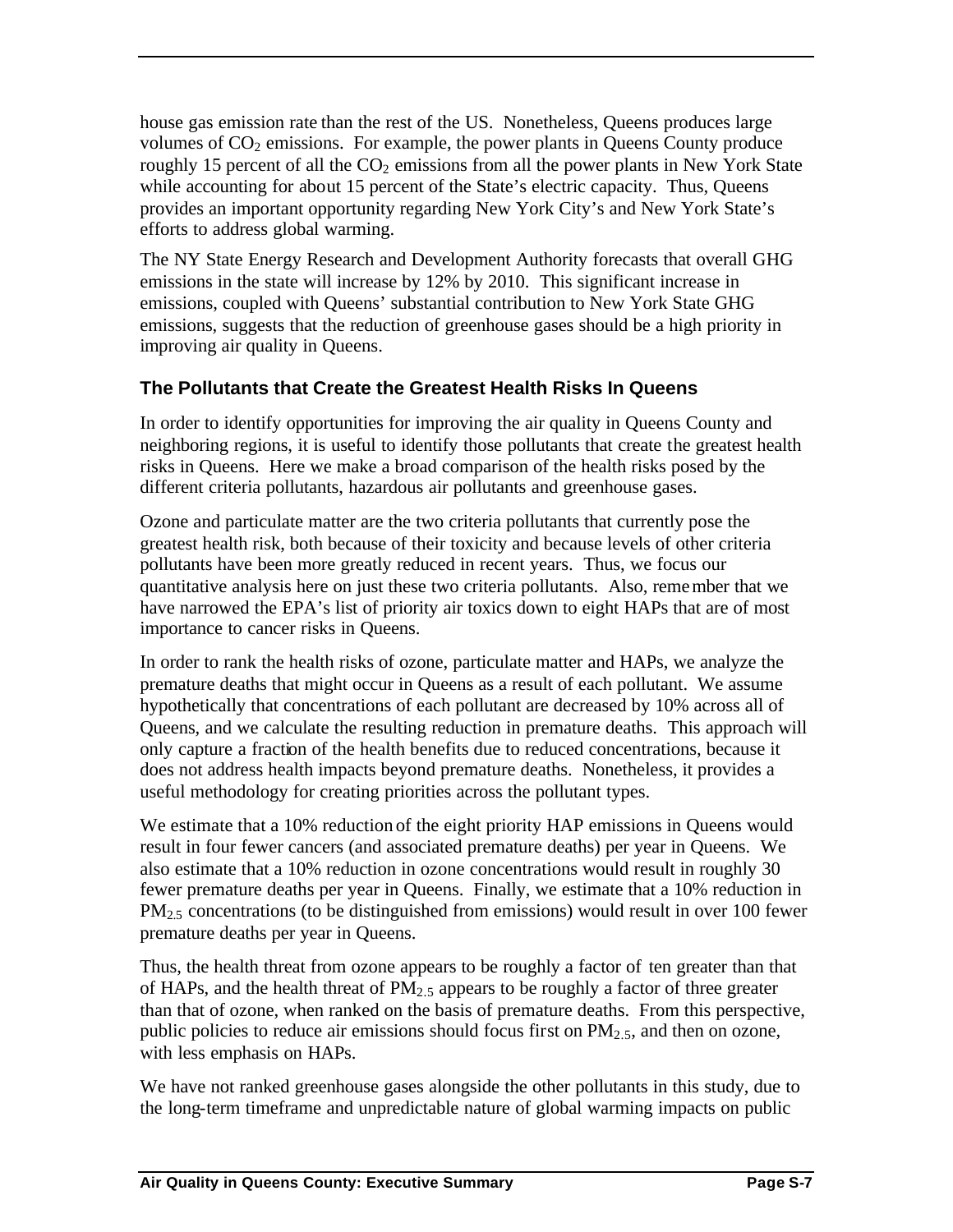house gas emission rate than the rest of the US. Nonetheless, Queens produces large volumes of $CO_2$ emissions. For example, the power plants in Queens County produce roughly 15 percent of all the $CO_2$ emissions from all the power plants in New York State while accounting for about 15 percent of the State's electric capacity. Thus, Queens provides an important opportunity regarding New York City's and New York State's efforts to address global warming.

The NY State Energy Research and Development Authority forecasts that overall GHG emissions in the state will increase by 12% by 2010. This significant increase in emissions, coupled with Queens' substantial contribution to New York State GHG emissions, suggests that the reduction of greenhouse gases should be a high priority in improving air quality in Queens.

### The Pollutants that Create the Greatest Health Risks In Queens

In order to identify opportunities for improving the air quality in Queens County and neighboring regions, it is useful to identify those pollutants that create the greatest health risks in Queens. Here we make a broad comparison of the health risks posed by the different criteria pollutants, hazardous air pollutants and greenhouse gases.

Ozone and particulate matter are the two criteria pollutants that currently pose the greatest health risk, both because of their toxicity and because levels of other criteria pollutants have been more greatly reduced in recent years. Thus, we focus our quantitative analysis here on just these two criteria pollutants. Also, remember that we have narrowed the EPA's list of priority air toxics down to eight HAPs that are of most importance to cancer risks in Queens.

In order to rank the health risks of ozone, particulate matter and HAPs, we analyze the premature deaths that might occur in Queens as a result of each pollutant. We assume hypothetically that concentrations of each pollutant are decreased by 10% across all of Queens, and we calculate the resulting reduction in premature deaths. This approach will only capture a fraction of the health benefits due to reduced concentrations, because it does not address health impacts beyond premature deaths. Nonetheless, it provides a useful methodology for creating priorities across the pollutant types.

We estimate that a 10% reduction of the eight priority HAP emissions in Queens would result in four fewer cancers (and associated premature deaths) per year in Queens. We also estimate that a 10% reduction in ozone concentrations would result in roughly 30 fewer premature deaths per year in Queens. Finally, we estimate that a 10% reduction in $PM_{2.5}$ concentrations (to be distinguished from emissions) would result in over 100 fewer premature deaths per year in Queens.

Thus, the health threat from ozone appears to be roughly a factor of ten greater than that of HAPs, and the health threat of $PM_{2.5}$ appears to be roughly a factor of three greater than that of ozone, when ranked on the basis of premature deaths. From this perspective, public policies to reduce air emissions should focus first on $PM_{2.5}$, and then on ozone, with less emphasis on HAPs.

We have not ranked greenhouse gases alongside the other pollutants in this study, due to the long-term timeframe and unpredictable nature of global warming impacts on public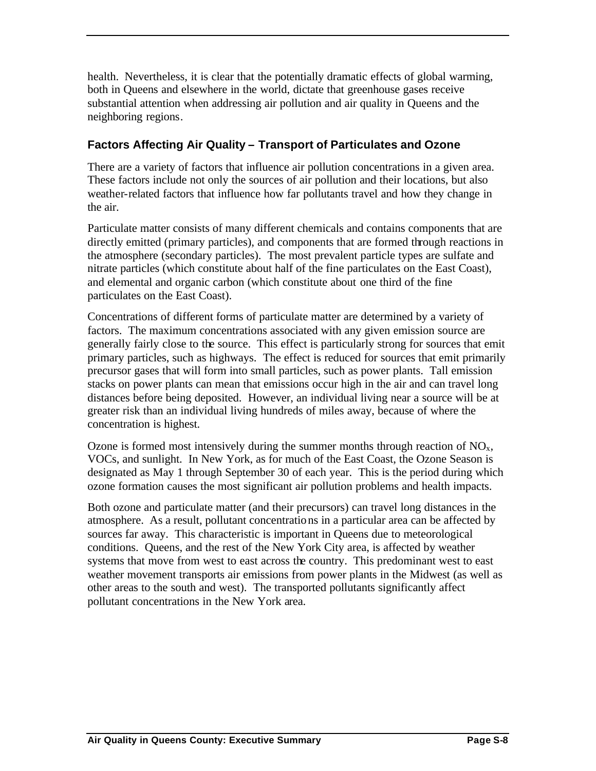health. Nevertheless, it is clear that the potentially dramatic effects of global warming, both in Queens and elsewhere in the world, dictate that greenhouse gases receive substantial attention when addressing air pollution and air quality in Queens and the neighboring regions.

### Factors Affecting Air Quality – Transport of Particulates and Ozone

There are a variety of factors that influence air pollution concentrations in a given area. These factors include not only the sources of air pollution and their locations, but also weather-related factors that influence how far pollutants travel and how they change in the air.

Particulate matter consists of many different chemicals and contains components that are directly emitted (primary particles), and components that are formed through reactions in the atmosphere (secondary particles). The most prevalent particle types are sulfate and nitrate particles (which constitute about half of the fine particulates on the East Coast), and elemental and organic carbon (which constitute about one third of the fine particulates on the East Coast).

Concentrations of different forms of particulate matter are determined by a variety of factors. The maximum concentrations associated with any given emission source are generally fairly close to the source. This effect is particularly strong for sources that emit primary particles, such as highways. The effect is reduced for sources that emit primarily precursor gases that will form into small particles, such as power plants. Tall emission stacks on power plants can mean that emissions occur high in the air and can travel long distances before being deposited. However, an individual living near a source will be at greater risk than an individual living hundreds of miles away, because of where the concentration is highest.

Ozone is formed most intensively during the summer months through reaction of $NO_x$, VOCs, and sunlight. In New York, as for much of the East Coast, the Ozone Season is designated as May 1 through September 30 of each year. This is the period during which ozone formation causes the most significant air pollution problems and health impacts.

Both ozone and particulate matter (and their precursors) can travel long distances in the atmosphere. As a result, pollutant concentrations in a particular area can be affected by sources far away. This characteristic is important in Queens due to meteorological conditions. Queens, and the rest of the New York City area, is affected by weather systems that move from west to east across the country. This predominant west to east weather movement transports air emissions from power plants in the Midwest (as well as other areas to the south and west). The transported pollutants significantly affect pollutant concentrations in the New York area.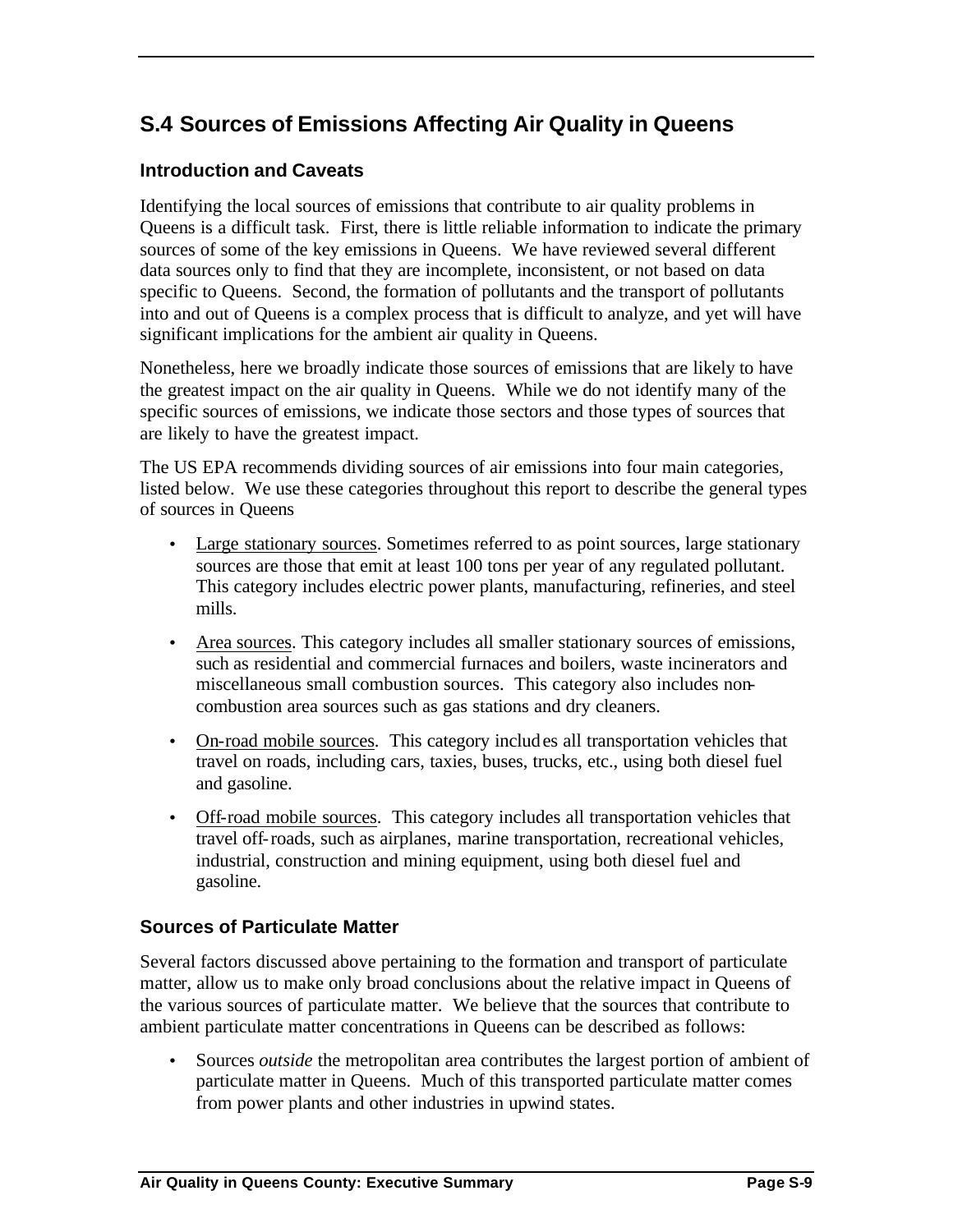## S.4 Sources of Emissions Affecting Air Quality in Queens

### Introduction and Caveats

Identifying the local sources of emissions that contribute to air quality problems in Queens is a difficult task. First, there is little reliable information to indicate the primary sources of some of the key emissions in Queens. We have reviewed several different data sources only to find that they are incomplete, inconsistent, or not based on data specific to Queens. Second, the formation of pollutants and the transport of pollutants into and out of Queens is a complex process that is difficult to analyze, and yet will have significant implications for the ambient air quality in Queens.

Nonetheless, here we broadly indicate those sources of emissions that are likely to have the greatest impact on the air quality in Queens. While we do not identify many of the specific sources of emissions, we indicate those sectors and those types of sources that are likely to have the greatest impact.

The US EPA recommends dividing sources of air emissions into four main categories, listed below. We use these categories throughout this report to describe the general types of sources in Queens

- Large stationary sources. Sometimes referred to as point sources, large stationary sources are those that emit at least 100 tons per year of any regulated pollutant. This category includes electric power plants, manufacturing, refineries, and steel mills.
- Area sources. This category includes all smaller stationary sources of emissions, such as residential and commercial furnaces and boilers, waste incinerators and miscellaneous small combustion sources. This category also includes non-combustion area sources such as gas stations and dry cleaners.
- On-road mobile sources. This category includes all transportation vehicles that travel on roads, including cars, taxies, buses, trucks, etc., using both diesel fuel and gasoline.
- Off-road mobile sources. This category includes all transportation vehicles that travel off-roads, such as airplanes, marine transportation, recreational vehicles, industrial, construction and mining equipment, using both diesel fuel and gasoline.

### Sources of Particulate Matter

Several factors discussed above pertaining to the formation and transport of particulate matter, allow us to make only broad conclusions about the relative impact in Queens of the various sources of particulate matter. We believe that the sources that contribute to ambient particulate matter concentrations in Queens can be described as follows:

- Sources *outside* the metropolitan area contributes the largest portion of ambient of particulate matter in Queens. Much of this transported particulate matter comes from power plants and other industries in upwind states.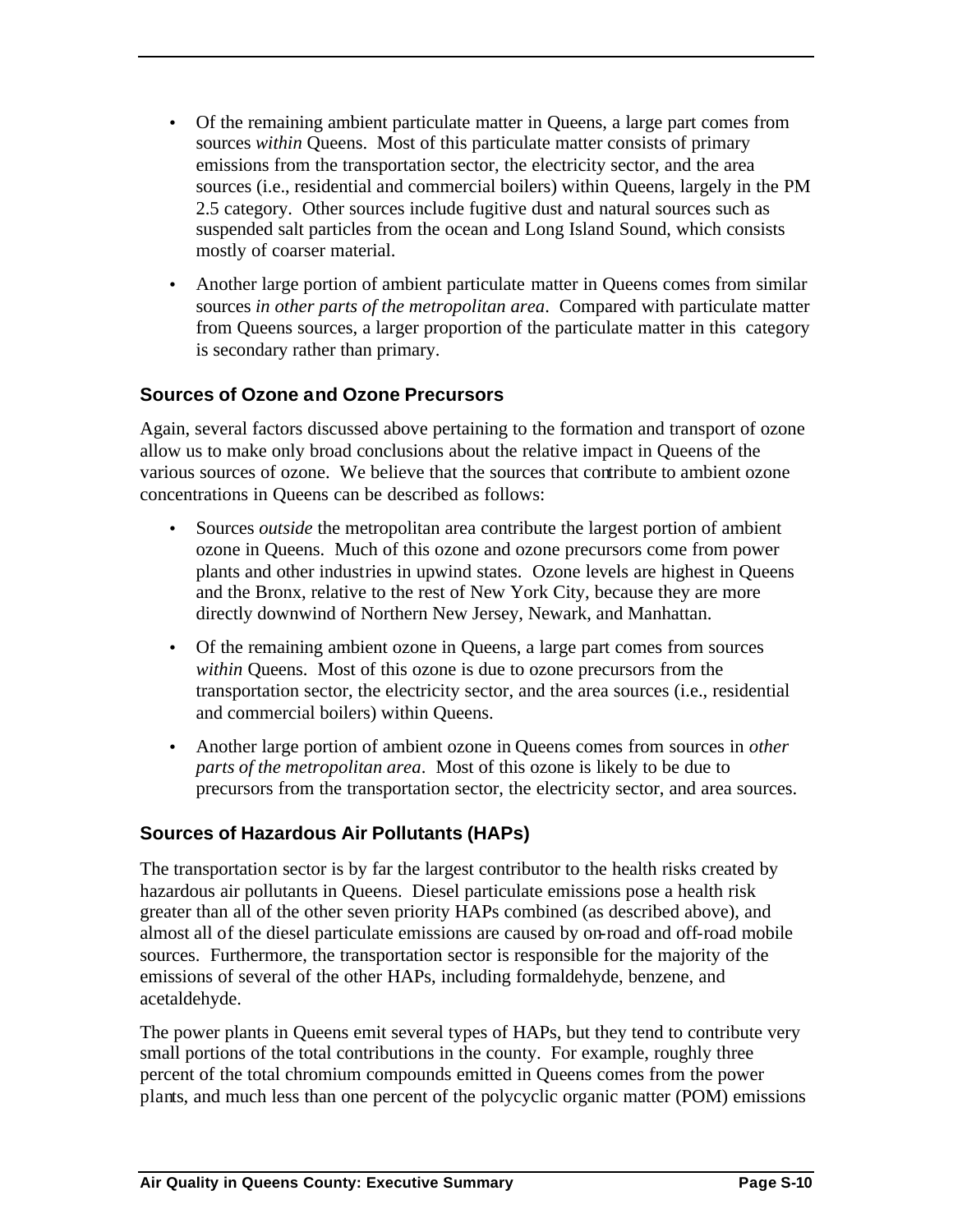- Of the remaining ambient particulate matter in Queens, a large part comes from sources *within* Queens. Most of this particulate matter consists of primary emissions from the transportation sector, the electricity sector, and the area sources (i.e., residential and commercial boilers) within Queens, largely in the PM 2.5 category. Other sources include fugitive dust and natural sources such as suspended salt particles from the ocean and Long Island Sound, which consists mostly of coarser material.
- Another large portion of ambient particulate matter in Queens comes from similar sources *in other parts of the metropolitan area*. Compared with particulate matter from Queens sources, a larger proportion of the particulate matter in this category is secondary rather than primary.

### Sources of Ozone and Ozone Precursors

Again, several factors discussed above pertaining to the formation and transport of ozone allow us to make only broad conclusions about the relative impact in Queens of the various sources of ozone. We believe that the sources that contribute to ambient ozone concentrations in Queens can be described as follows:

- Sources *outside* the metropolitan area contribute the largest portion of ambient ozone in Queens. Much of this ozone and ozone precursors come from power plants and other industries in upwind states. Ozone levels are highest in Queens and the Bronx, relative to the rest of New York City, because they are more directly downwind of Northern New Jersey, Newark, and Manhattan.
- Of the remaining ambient ozone in Queens, a large part comes from sources *within* Queens. Most of this ozone is due to ozone precursors from the transportation sector, the electricity sector, and the area sources (i.e., residential and commercial boilers) within Queens.
- Another large portion of ambient ozone in Queens comes from sources in *other parts of the metropolitan area*. Most of this ozone is likely to be due to precursors from the transportation sector, the electricity sector, and area sources.

### Sources of Hazardous Air Pollutants (HAPs)

The transportation sector is by far the largest contributor to the health risks created by hazardous air pollutants in Queens. Diesel particulate emissions pose a health risk greater than all of the other seven priority HAPs combined (as described above), and almost all of the diesel particulate emissions are caused by on-road and off-road mobile sources. Furthermore, the transportation sector is responsible for the majority of the emissions of several of the other HAPs, including formaldehyde, benzene, and acetaldehyde.

The power plants in Queens emit several types of HAPs, but they tend to contribute very small portions of the total contributions in the county. For example, roughly three percent of the total chromium compounds emitted in Queens comes from the power plants, and much less than one percent of the polycyclic organic matter (POM) emissions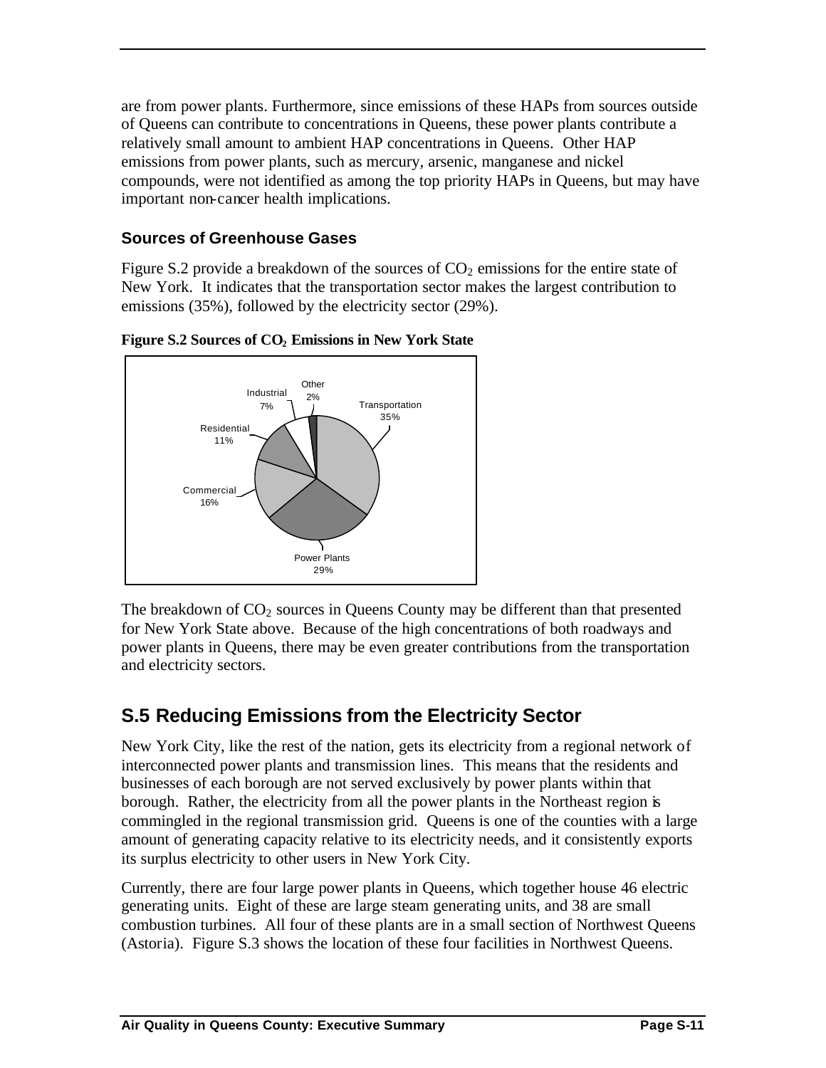are from power plants. Furthermore, since emissions of these HAPs from sources outside of Queens can contribute to concentrations in Queens, these power plants contribute a relatively small amount to ambient HAP concentrations in Queens. Other HAP emissions from power plants, such as mercury, arsenic, manganese and nickel compounds, were not identified as among the top priority HAPs in Queens, but may have important non-cancer health implications.

### Sources of Greenhouse Gases

Figure S.2 provide a breakdown of the sources of $CO_2$ emissions for the entire state of New York. It indicates that the transportation sector makes the largest contribution to emissions (35%), followed by the electricity sector (29%).

**Figure S.2 Sources of $CO_2$ Emissions in New York State**

| Sector | Share |
|---|---|
| Transportation | 35% |
| Power Plants | 29% |
| Commercial | 16% |
| Residential | 11% |
| Industrial | 7% |
| Other | 2% |

The breakdown of $CO_2$ sources in Queens County may be different than that presented for New York State above. Because of the high concentrations of both roadways and power plants in Queens, there may be even greater contributions from the transportation and electricity sectors.

## S.5 Reducing Emissions from the Electricity Sector

New York City, like the rest of the nation, gets its electricity from a regional network of interconnected power plants and transmission lines. This means that the residents and businesses of each borough are not served exclusively by power plants within that borough. Rather, the electricity from all the power plants in the Northeast region is commingled in the regional transmission grid. Queens is one of the counties with a large amount of generating capacity relative to its electricity needs, and it consistently exports its surplus electricity to other users in New York City.

Currently, there are four large power plants in Queens, which together house 46 electric generating units. Eight of these are large steam generating units, and 38 are small combustion turbines. All four of these plants are in a small section of Northwest Queens (Astoria). Figure S.3 shows the location of these four facilities in Northwest Queens.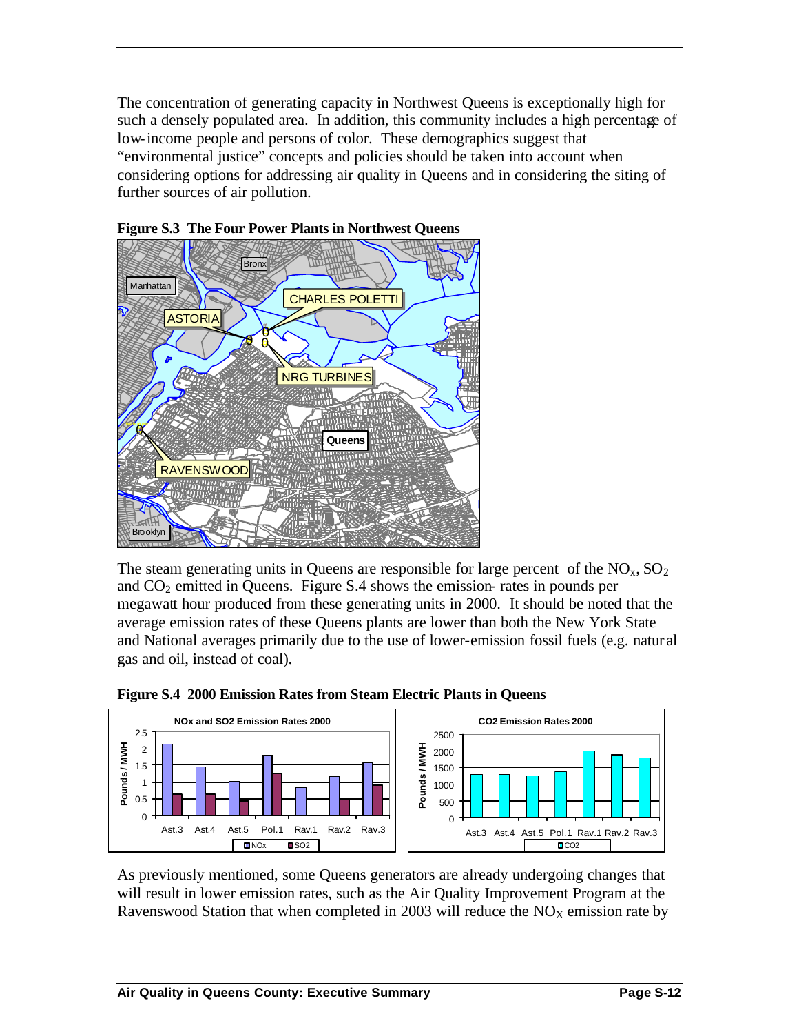The concentration of generating capacity in Northwest Queens is exceptionally high for such a densely populated area. In addition, this community includes a high percentage of low-income people and persons of color. These demographics suggest that "environmental justice" concepts and policies should be taken into account when considering options for addressing air quality in Queens and in considering the siting of further sources of air pollution.

**Figure S.3 The Four Power Plants in Northwest Queens**

The steam generating units in Queens are responsible for large percent of the $NO_x$, $SO_2$ and $CO_2$ emitted in Queens. Figure S.4 shows the emission-rates in pounds per megawatt hour produced from these generating units in 2000. It should be noted that the average emission rates of these Queens plants are lower than both the New York State and National averages primarily due to the use of lower-emission fossil fuels (e.g. natural gas and oil, instead of coal).

**Figure S.4 2000 Emission Rates from Steam Electric Plants in Queens**

As previously mentioned, some Queens generators are already undergoing changes that will result in lower emission rates, such as the Air Quality Improvement Program at the Ravenswood Station that when completed in 2003 will reduce the $NO_X$ emission rate by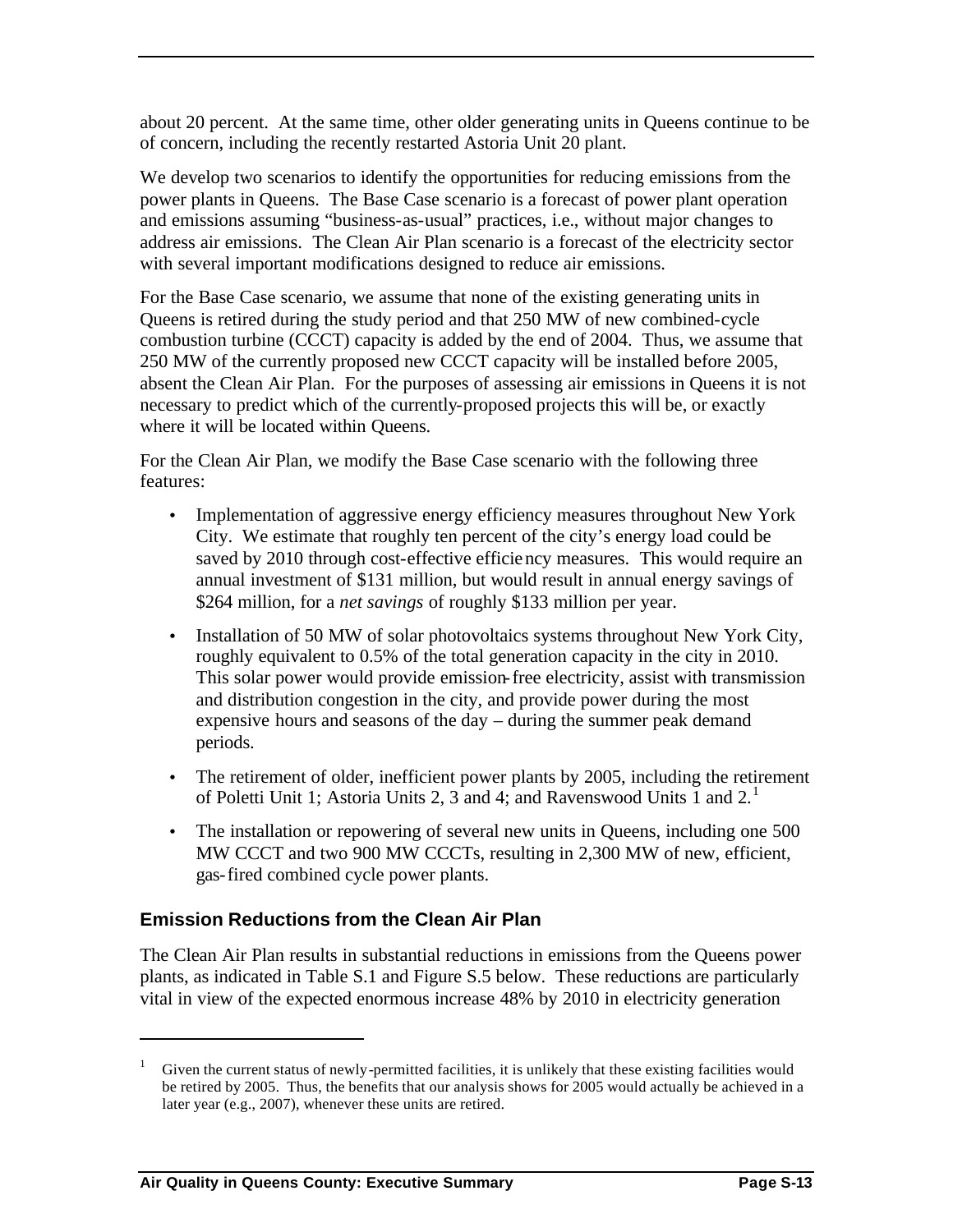about 20 percent. At the same time, other older generating units in Queens continue to be of concern, including the recently restarted Astoria Unit 20 plant.

We develop two scenarios to identify the opportunities for reducing emissions from the power plants in Queens. The Base Case scenario is a forecast of power plant operation and emissions assuming "business-as-usual" practices, i.e., without major changes to address air emissions. The Clean Air Plan scenario is a forecast of the electricity sector with several important modifications designed to reduce air emissions.

For the Base Case scenario, we assume that none of the existing generating units in Queens is retired during the study period and that 250 MW of new combined-cycle combustion turbine (CCCT) capacity is added by the end of 2004. Thus, we assume that 250 MW of the currently proposed new CCCT capacity will be installed before 2005, absent the Clean Air Plan. For the purposes of assessing air emissions in Queens it is not necessary to predict which of the currently-proposed projects this will be, or exactly where it will be located within Queens.

For the Clean Air Plan, we modify the Base Case scenario with the following three features:

- Implementation of aggressive energy efficiency measures throughout New York City. We estimate that roughly ten percent of the city's energy load could be saved by 2010 through cost-effective efficiency measures. This would require an annual investment of $131 million, but would result in annual energy savings of $264 million, for a *net savings* of roughly $133 million per year.
- Installation of 50 MW of solar photovoltaics systems throughout New York City, roughly equivalent to 0.5% of the total generation capacity in the city in 2010. This solar power would provide emission-free electricity, assist with transmission and distribution congestion in the city, and provide power during the most expensive hours and seasons of the day – during the summer peak demand periods.
- The retirement of older, inefficient power plants by 2005, including the retirement of Poletti Unit 1; Astoria Units 2, 3 and 4; and Ravenswood Units 1 and 2.[1]
- The installation or repowering of several new units in Queens, including one 500 MW CCCT and two 900 MW CCCTs, resulting in 2,300 MW of new, efficient, gas-fired combined cycle power plants.

### Emission Reductions from the Clean Air Plan

The Clean Air Plan results in substantial reductions in emissions from the Queens power plants, as indicated in Table S.1 and Figure S.5 below. These reductions are particularly vital in view of the expected enormous increase 48% by 2010 in electricity generation

[1] Given the current status of newly-permitted facilities, it is unlikely that these existing facilities would be retired by 2005. Thus, the benefits that our analysis shows for 2005 would actually be achieved in a later year (e.g., 2007), whenever these units are retired.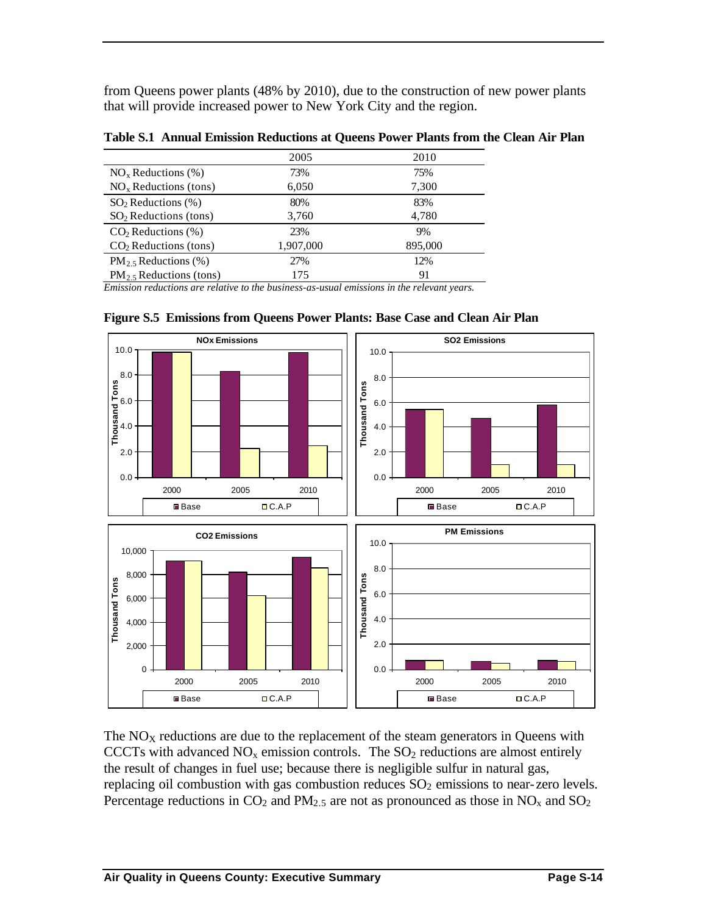from Queens power plants (48% by 2010), due to the construction of new power plants that will provide increased power to New York City and the region.

**Table S.1 Annual Emission Reductions at Queens Power Plants from the Clean Air Plan**

| | 2005 | 2010 |
|---|---|---|
| $NO_x$ Reductions (%) | 73% | 75% |
| $NO_x$ Reductions (tons) | 6,050 | 7,300 |
| $SO_2$ Reductions (%) | 80% | 83% |
| $SO_2$ Reductions (tons) | 3,760 | 4,780 |
| $CO_2$ Reductions (%) | 23% | 9% |
| $CO_2$ Reductions (tons) | 1,907,000 | 895,000 |
| $PM_{2.5}$ Reductions (%) | 27% | 12% |
| $PM_{2.5}$ Reductions (tons) | 175 | 91 |

*Emission reductions are relative to the business-as-usual emissions in the relevant years.*

**Figure S.5 Emissions from Queens Power Plants: Base Case and Clean Air Plan**

The $NO_X$ reductions are due to the replacement of the steam generators in Queens with CCCTs with advanced $NO_x$ emission controls. The $SO_2$ reductions are almost entirely the result of changes in fuel use; because there is negligible sulfur in natural gas, replacing oil combustion with gas combustion reduces $SO_2$ emissions to near-zero levels. Percentage reductions in $CO_2$ and $PM_{2.5}$ are not as pronounced as those in $NO_x$ and $SO_2$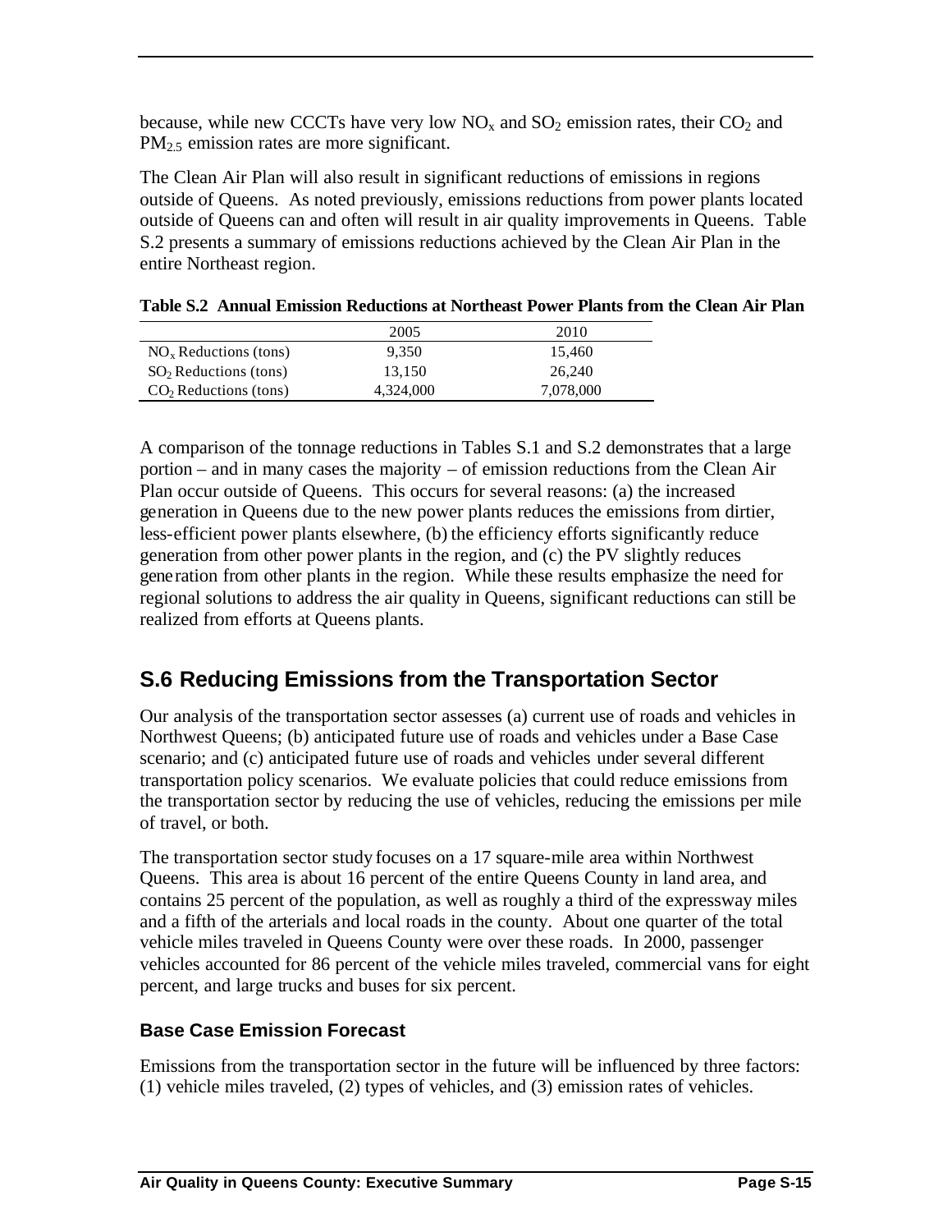because, while new CCCTs have very low $NO_x$ and $SO_2$ emission rates, their $CO_2$ and $PM_{2.5}$ emission rates are more significant.

The Clean Air Plan will also result in significant reductions of emissions in regions outside of Queens. As noted previously, emissions reductions from power plants located outside of Queens can and often will result in air quality improvements in Queens. Table S.2 presents a summary of emissions reductions achieved by the Clean Air Plan in the entire Northeast region.

**Table S.2 Annual Emission Reductions at Northeast Power Plants from the Clean Air Plan**

| | 2005 | 2010 |
|---|---|---|
| $NO_x$ Reductions (tons) | 9,350 | 15,460 |
| $SO_2$ Reductions (tons) | 13,150 | 26,240 |
| $CO_2$ Reductions (tons) | 4,324,000 | 7,078,000 |

A comparison of the tonnage reductions in Tables S.1 and S.2 demonstrates that a large portion – and in many cases the majority – of emission reductions from the Clean Air Plan occur outside of Queens. This occurs for several reasons: (a) the increased generation in Queens due to the new power plants reduces the emissions from dirtier, less-efficient power plants elsewhere, (b) the efficiency efforts significantly reduce generation from other power plants in the region, and (c) the PV slightly reduces generation from other plants in the region. While these results emphasize the need for regional solutions to address the air quality in Queens, significant reductions can still be realized from efforts at Queens plants.

## S.6 Reducing Emissions from the Transportation Sector

Our analysis of the transportation sector assesses (a) current use of roads and vehicles in Northwest Queens; (b) anticipated future use of roads and vehicles under a Base Case scenario; and (c) anticipated future use of roads and vehicles under several different transportation policy scenarios. We evaluate policies that could reduce emissions from the transportation sector by reducing the use of vehicles, reducing the emissions per mile of travel, or both.

The transportation sector study focuses on a 17 square-mile area within Northwest Queens. This area is about 16 percent of the entire Queens County in land area, and contains 25 percent of the population, as well as roughly a third of the expressway miles and a fifth of the arterials and local roads in the county. About one quarter of the total vehicle miles traveled in Queens County were over these roads. In 2000, passenger vehicles accounted for 86 percent of the vehicle miles traveled, commercial vans for eight percent, and large trucks and buses for six percent.

### Base Case Emission Forecast

Emissions from the transportation sector in the future will be influenced by three factors: (1) vehicle miles traveled, (2) types of vehicles, and (3) emission rates of vehicles.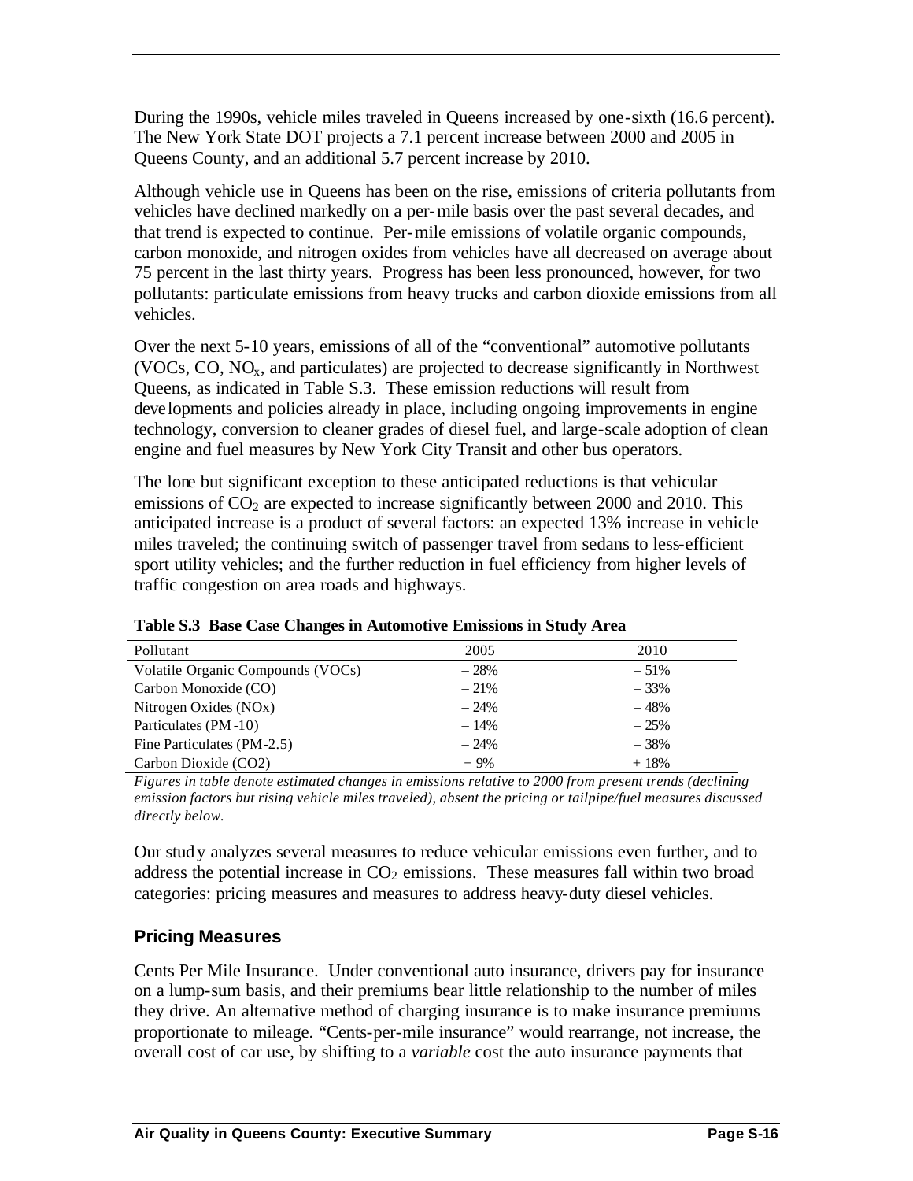During the 1990s, vehicle miles traveled in Queens increased by one-sixth (16.6 percent). The New York State DOT projects a 7.1 percent increase between 2000 and 2005 in Queens County, and an additional 5.7 percent increase by 2010.

Although vehicle use in Queens has been on the rise, emissions of criteria pollutants from vehicles have declined markedly on a per-mile basis over the past several decades, and that trend is expected to continue. Per-mile emissions of volatile organic compounds, carbon monoxide, and nitrogen oxides from vehicles have all decreased on average about 75 percent in the last thirty years. Progress has been less pronounced, however, for two pollutants: particulate emissions from heavy trucks and carbon dioxide emissions from all vehicles.

Over the next 5-10 years, emissions of all of the "conventional" automotive pollutants (VOCs, CO, $NO_x$, and particulates) are projected to decrease significantly in Northwest Queens, as indicated in Table S.3. These emission reductions will result from developments and policies already in place, including ongoing improvements in engine technology, conversion to cleaner grades of diesel fuel, and large-scale adoption of clean engine and fuel measures by New York City Transit and other bus operators.

The lone but significant exception to these anticipated reductions is that vehicular emissions of $CO_2$ are expected to increase significantly between 2000 and 2010. This anticipated increase is a product of several factors: an expected 13% increase in vehicle miles traveled; the continuing switch of passenger travel from sedans to less-efficient sport utility vehicles; and the further reduction in fuel efficiency from higher levels of traffic congestion on area roads and highways.

**Table S.3 Base Case Changes in Automotive Emissions in Study Area**

| Pollutant | 2005 | 2010 |
|---|---|---|
| Volatile Organic Compounds (VOCs) | – 28% | – 51% |
| Carbon Monoxide (CO) | – 21% | – 33% |
| Nitrogen Oxides (NOx) | – 24% | – 48% |
| Particulates (PM-10) | – 14% | – 25% |
| Fine Particulates (PM-2.5) | – 24% | – 38% |
| Carbon Dioxide (CO2) | + 9% | + 18% |

*Figures in table denote estimated changes in emissions relative to 2000 from present trends (declining emission factors but rising vehicle miles traveled), absent the pricing or tailpipe/fuel measures discussed directly below.*

Our study analyzes several measures to reduce vehicular emissions even further, and to address the potential increase in $CO_2$ emissions. These measures fall within two broad categories: pricing measures and measures to address heavy-duty diesel vehicles.

### Pricing Measures

Cents Per Mile Insurance. Under conventional auto insurance, drivers pay for insurance on a lump-sum basis, and their premiums bear little relationship to the number of miles they drive. An alternative method of charging insurance is to make insurance premiums proportionate to mileage. "Cents-per-mile insurance" would rearrange, not increase, the overall cost of car use, by shifting to a *variable* cost the auto insurance payments that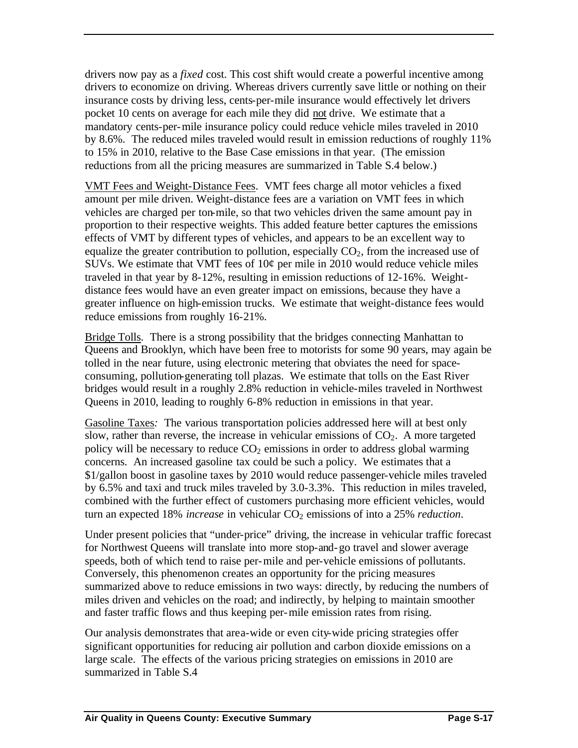drivers now pay as a *fixed* cost. This cost shift would create a powerful incentive among drivers to economize on driving. Whereas drivers currently save little or nothing on their insurance costs by driving less, cents-per-mile insurance would effectively let drivers pocket 10 cents on average for each mile they did not drive. We estimate that a mandatory cents-per-mile insurance policy could reduce vehicle miles traveled in 2010 by 8.6%. The reduced miles traveled would result in emission reductions of roughly 11% to 15% in 2010, relative to the Base Case emissions in that year. (The emission reductions from all the pricing measures are summarized in Table S.4 below.)

VMT Fees and Weight-Distance Fees. VMT fees charge all motor vehicles a fixed amount per mile driven. Weight-distance fees are a variation on VMT fees in which vehicles are charged per ton-mile, so that two vehicles driven the same amount pay in proportion to their respective weights. This added feature better captures the emissions effects of VMT by different types of vehicles, and appears to be an excellent way to equalize the greater contribution to pollution, especially $CO_2$, from the increased use of SUVs. We estimate that VMT fees of 10¢ per mile in 2010 would reduce vehicle miles traveled in that year by 8-12%, resulting in emission reductions of 12-16%. Weight-distance fees would have an even greater impact on emissions, because they have a greater influence on high-emission trucks. We estimate that weight-distance fees would reduce emissions from roughly 16-21%.

Bridge Tolls. There is a strong possibility that the bridges connecting Manhattan to Queens and Brooklyn, which have been free to motorists for some 90 years, may again be tolled in the near future, using electronic metering that obviates the need for space-consuming, pollution-generating toll plazas. We estimate that tolls on the East River bridges would result in a roughly 2.8% reduction in vehicle-miles traveled in Northwest Queens in 2010, leading to roughly 6-8% reduction in emissions in that year.

Gasoline Taxes*:* The various transportation policies addressed here will at best only slow, rather than reverse, the increase in vehicular emissions of $CO_2$. A more targeted policy will be necessary to reduce $CO_2$ emissions in order to address global warming concerns. An increased gasoline tax could be such a policy. We estimates that a $1/gallon boost in gasoline taxes by 2010 would reduce passenger-vehicle miles traveled by 6.5% and taxi and truck miles traveled by 3.0-3.3%. This reduction in miles traveled, combined with the further effect of customers purchasing more efficient vehicles, would turn an expected 18% *increase* in vehicular $CO_2$ emissions of into a 25% *reduction*.

Under present policies that "under-price" driving, the increase in vehicular traffic forecast for Northwest Queens will translate into more stop-and-go travel and slower average speeds, both of which tend to raise per-mile and per-vehicle emissions of pollutants. Conversely, this phenomenon creates an opportunity for the pricing measures summarized above to reduce emissions in two ways: directly, by reducing the numbers of miles driven and vehicles on the road; and indirectly, by helping to maintain smoother and faster traffic flows and thus keeping per-mile emission rates from rising.

Our analysis demonstrates that area-wide or even city-wide pricing strategies offer significant opportunities for reducing air pollution and carbon dioxide emissions on a large scale. The effects of the various pricing strategies on emissions in 2010 are summarized in Table S.4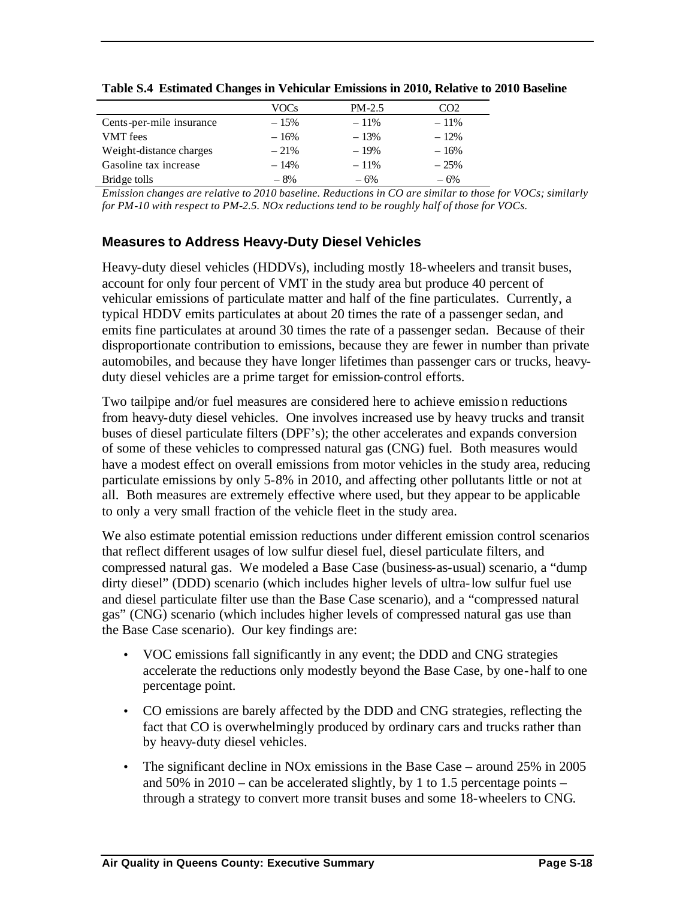**Table S.4 Estimated Changes in Vehicular Emissions in 2010, Relative to 2010 Baseline**

| | VOCs | PM-2.5 | CO2 |
|---|---|---|---|
| Cents-per-mile insurance | – 15% | – 11% | – 11% |
| VMT fees | – 16% | – 13% | – 12% |
| Weight-distance charges | – 21% | – 19% | – 16% |
| Gasoline tax increase | – 14% | – 11% | – 25% |
| Bridge tolls | – 8% | – 6% | – 6% |

*Emission changes are relative to 2010 baseline. Reductions in CO are similar to those for VOCs; similarly for PM-10 with respect to PM-2.5. NOx reductions tend to be roughly half of those for VOCs.*

### Measures to Address Heavy-Duty Diesel Vehicles

Heavy-duty diesel vehicles (HDDVs), including mostly 18-wheelers and transit buses, account for only four percent of VMT in the study area but produce 40 percent of vehicular emissions of particulate matter and half of the fine particulates. Currently, a typical HDDV emits particulates at about 20 times the rate of a passenger sedan, and emits fine particulates at around 30 times the rate of a passenger sedan. Because of their disproportionate contribution to emissions, because they are fewer in number than private automobiles, and because they have longer lifetimes than passenger cars or trucks, heavy-duty diesel vehicles are a prime target for emission-control efforts.

Two tailpipe and/or fuel measures are considered here to achieve emission reductions from heavy-duty diesel vehicles. One involves increased use by heavy trucks and transit buses of diesel particulate filters (DPF's); the other accelerates and expands conversion of some of these vehicles to compressed natural gas (CNG) fuel. Both measures would have a modest effect on overall emissions from motor vehicles in the study area, reducing particulate emissions by only 5-8% in 2010, and affecting other pollutants little or not at all. Both measures are extremely effective where used, but they appear to be applicable to only a very small fraction of the vehicle fleet in the study area.

We also estimate potential emission reductions under different emission control scenarios that reflect different usages of low sulfur diesel fuel, diesel particulate filters, and compressed natural gas. We modeled a Base Case (business-as-usual) scenario, a "dump dirty diesel" (DDD) scenario (which includes higher levels of ultra-low sulfur fuel use and diesel particulate filter use than the Base Case scenario), and a "compressed natural gas" (CNG) scenario (which includes higher levels of compressed natural gas use than the Base Case scenario). Our key findings are:

- VOC emissions fall significantly in any event; the DDD and CNG strategies accelerate the reductions only modestly beyond the Base Case, by one-half to one percentage point.
- CO emissions are barely affected by the DDD and CNG strategies, reflecting the fact that CO is overwhelmingly produced by ordinary cars and trucks rather than by heavy-duty diesel vehicles.
- The significant decline in NOx emissions in the Base Case – around 25% in 2005 and 50% in 2010 – can be accelerated slightly, by 1 to 1.5 percentage points – through a strategy to convert more transit buses and some 18-wheelers to CNG.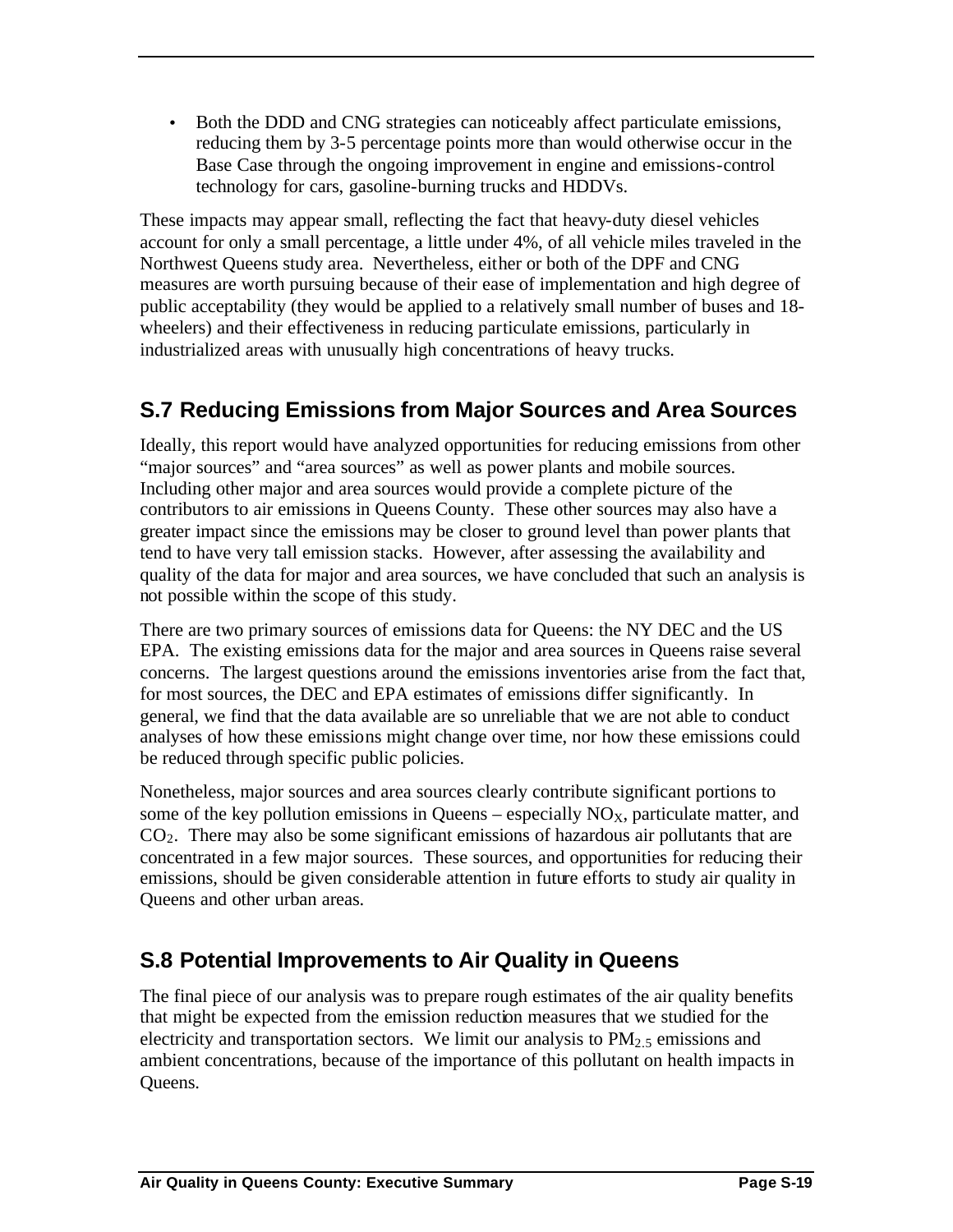- Both the DDD and CNG strategies can noticeably affect particulate emissions, reducing them by 3-5 percentage points more than would otherwise occur in the Base Case through the ongoing improvement in engine and emissions-control technology for cars, gasoline-burning trucks and HDDVs.

These impacts may appear small, reflecting the fact that heavy-duty diesel vehicles account for only a small percentage, a little under 4%, of all vehicle miles traveled in the Northwest Queens study area. Nevertheless, either or both of the DPF and CNG measures are worth pursuing because of their ease of implementation and high degree of public acceptability (they would be applied to a relatively small number of buses and 18-wheelers) and their effectiveness in reducing particulate emissions, particularly in industrialized areas with unusually high concentrations of heavy trucks.

## S.7 Reducing Emissions from Major Sources and Area Sources

Ideally, this report would have analyzed opportunities for reducing emissions from other "major sources" and "area sources" as well as power plants and mobile sources. Including other major and area sources would provide a complete picture of the contributors to air emissions in Queens County. These other sources may also have a greater impact since the emissions may be closer to ground level than power plants that tend to have very tall emission stacks. However, after assessing the availability and quality of the data for major and area sources, we have concluded that such an analysis is not possible within the scope of this study.

There are two primary sources of emissions data for Queens: the NY DEC and the US EPA. The existing emissions data for the major and area sources in Queens raise several concerns. The largest questions around the emissions inventories arise from the fact that, for most sources, the DEC and EPA estimates of emissions differ significantly. In general, we find that the data available are so unreliable that we are not able to conduct analyses of how these emissions might change over time, nor how these emissions could be reduced through specific public policies.

Nonetheless, major sources and area sources clearly contribute significant portions to some of the key pollution emissions in Queens – especially $NO_X$, particulate matter, and $CO_2$. There may also be some significant emissions of hazardous air pollutants that are concentrated in a few major sources. These sources, and opportunities for reducing their emissions, should be given considerable attention in future efforts to study air quality in Queens and other urban areas.

## S.8 Potential Improvements to Air Quality in Queens

The final piece of our analysis was to prepare rough estimates of the air quality benefits that might be expected from the emission reduction measures that we studied for the electricity and transportation sectors. We limit our analysis to $PM_{2.5}$ emissions and ambient concentrations, because of the importance of this pollutant on health impacts in Queens.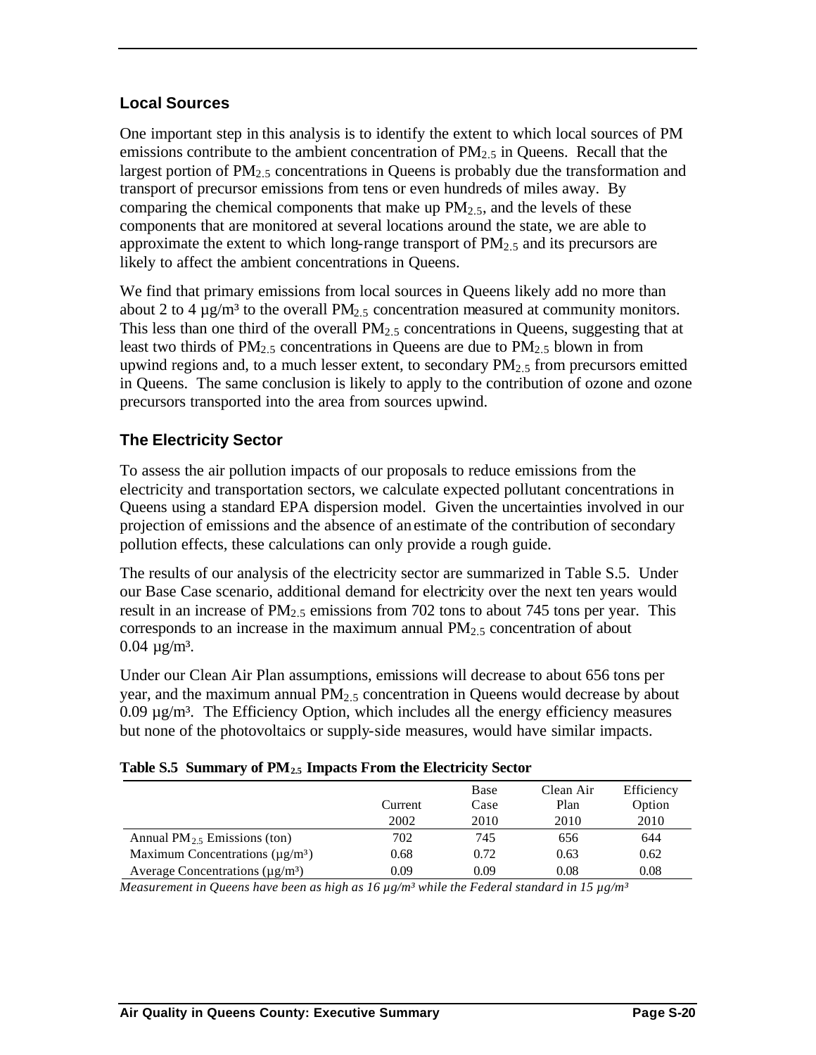### Local Sources

One important step in this analysis is to identify the extent to which local sources of PM emissions contribute to the ambient concentration of $PM_{2.5}$ in Queens. Recall that the largest portion of $PM_{2.5}$ concentrations in Queens is probably due the transformation and transport of precursor emissions from tens or even hundreds of miles away. By comparing the chemical components that make up $PM_{2.5}$, and the levels of these components that are monitored at several locations around the state, we are able to approximate the extent to which long-range transport of $PM_{2.5}$ and its precursors are likely to affect the ambient concentrations in Queens.

We find that primary emissions from local sources in Queens likely add no more than about 2 to 4 µg/m³ to the overall $PM_{2.5}$ concentration measured at community monitors. This less than one third of the overall $PM_{2.5}$ concentrations in Queens, suggesting that at least two thirds of $PM_{2.5}$ concentrations in Queens are due to $PM_{2.5}$ blown in from upwind regions and, to a much lesser extent, to secondary $PM_{2.5}$ from precursors emitted in Queens. The same conclusion is likely to apply to the contribution of ozone and ozone precursors transported into the area from sources upwind.

### The Electricity Sector

To assess the air pollution impacts of our proposals to reduce emissions from the electricity and transportation sectors, we calculate expected pollutant concentrations in Queens using a standard EPA dispersion model. Given the uncertainties involved in our projection of emissions and the absence of an estimate of the contribution of secondary pollution effects, these calculations can only provide a rough guide.

The results of our analysis of the electricity sector are summarized in Table S.5. Under our Base Case scenario, additional demand for electricity over the next ten years would result in an increase of $PM_{2.5}$ emissions from 702 tons to about 745 tons per year. This corresponds to an increase in the maximum annual $PM_{2.5}$ concentration of about 0.04 µg/m³.

Under our Clean Air Plan assumptions, emissions will decrease to about 656 tons per year, and the maximum annual $PM_{2.5}$ concentration in Queens would decrease by about 0.09 µg/m³. The Efficiency Option, which includes all the energy efficiency measures but none of the photovoltaics or supply-side measures, would have similar impacts.

**Table S.5 Summary of $PM_{2.5}$ Impacts From the Electricity Sector**

| | Current 2002 | Base Case 2010 | Clean Air Plan 2010 | Efficiency Option 2010 |
|---|---|---|---|---|
| Annual $PM_{2.5}$ Emissions (ton) | 702 | 745 | 656 | 644 |
| Maximum Concentrations (µg/m³) | 0.68 | 0.72 | 0.63 | 0.62 |
| Average Concentrations (µg/m³) | 0.09 | 0.09 | 0.08 | 0.08 |

*Measurement in Queens have been as high as 16 µg/m³ while the Federal standard in 15 µg/m³*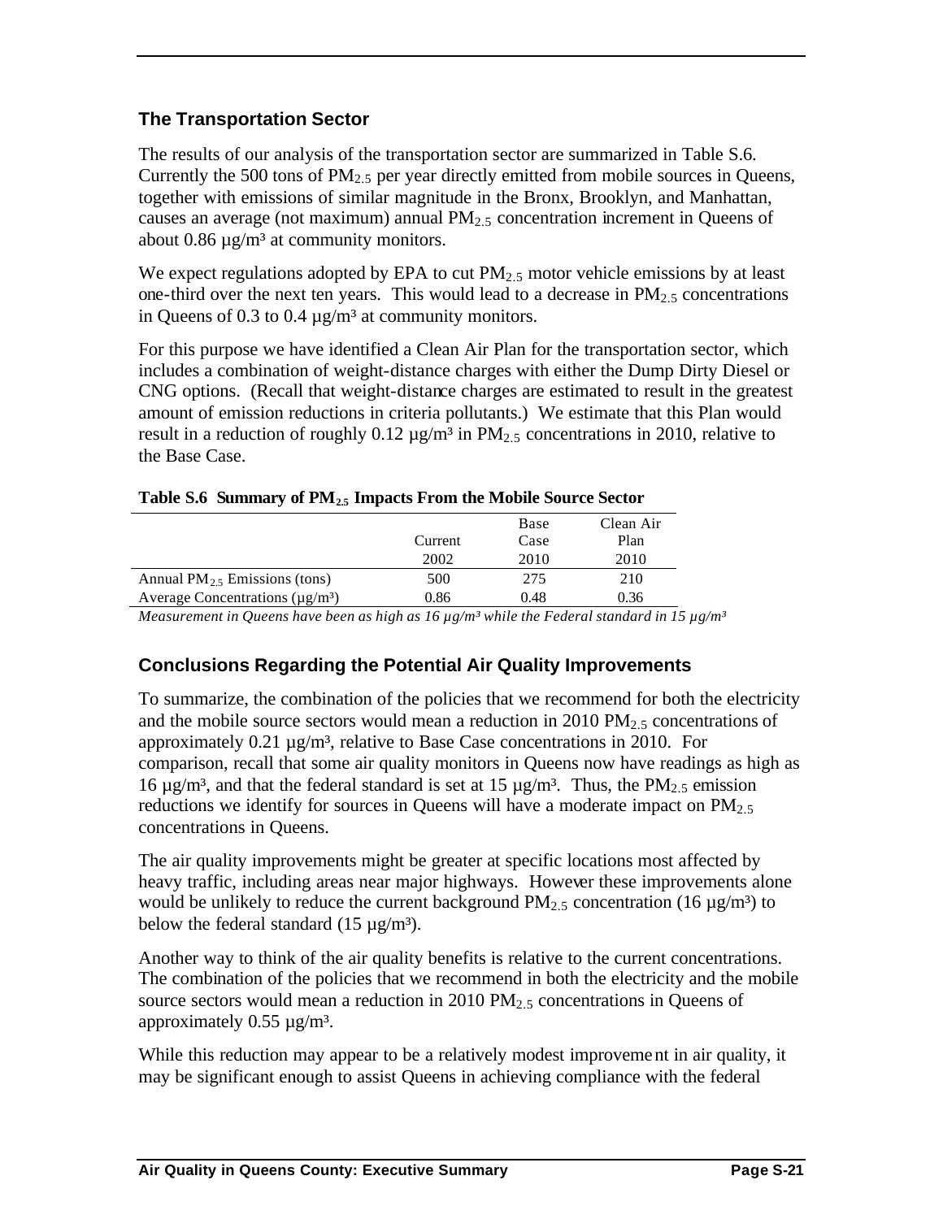### The Transportation Sector

The results of our analysis of the transportation sector are summarized in Table S.6. Currently the 500 tons of $PM_{2.5}$ per year directly emitted from mobile sources in Queens, together with emissions of similar magnitude in the Bronx, Brooklyn, and Manhattan, causes an average (not maximum) annual $PM_{2.5}$ concentration increment in Queens of about 0.86 µg/m³ at community monitors.

We expect regulations adopted by EPA to cut $PM_{2.5}$ motor vehicle emissions by at least one-third over the next ten years. This would lead to a decrease in $PM_{2.5}$ concentrations in Queens of 0.3 to 0.4 µg/m³ at community monitors.

For this purpose we have identified a Clean Air Plan for the transportation sector, which includes a combination of weight-distance charges with either the Dump Dirty Diesel or CNG options. (Recall that weight-distance charges are estimated to result in the greatest amount of emission reductions in criteria pollutants.) We estimate that this Plan would result in a reduction of roughly 0.12 µg/m³ in $PM_{2.5}$ concentrations in 2010, relative to the Base Case.

**Table S.6 Summary of $PM_{2.5}$ Impacts From the Mobile Source Sector**

| | Current 2002 | Base Case 2010 | Clean Air Plan 2010 |
|---|---|---|---|
| Annual $PM_{2.5}$ Emissions (tons) | 500 | 275 | 210 |
| Average Concentrations (µg/m³) | 0.86 | 0.48 | 0.36 |

*Measurement in Queens have been as high as 16 µg/m³ while the Federal standard in 15 µg/m³*

### Conclusions Regarding the Potential Air Quality Improvements

To summarize, the combination of the policies that we recommend for both the electricity and the mobile source sectors would mean a reduction in 2010 $PM_{2.5}$ concentrations of approximately 0.21 µg/m³, relative to Base Case concentrations in 2010. For comparison, recall that some air quality monitors in Queens now have readings as high as 16 µg/m³, and that the federal standard is set at 15 µg/m³. Thus, the $PM_{2.5}$ emission reductions we identify for sources in Queens will have a moderate impact on $PM_{2.5}$ concentrations in Queens.

The air quality improvements might be greater at specific locations most affected by heavy traffic, including areas near major highways. However these improvements alone would be unlikely to reduce the current background $PM_{2.5}$ concentration (16 µg/m³) to below the federal standard (15 µg/m³).

Another way to think of the air quality benefits is relative to the current concentrations. The combination of the policies that we recommend in both the electricity and the mobile source sectors would mean a reduction in 2010 $PM_{2.5}$ concentrations in Queens of approximately 0.55 µg/m³.

While this reduction may appear to be a relatively modest improvement in air quality, it may be significant enough to assist Queens in achieving compliance with the federal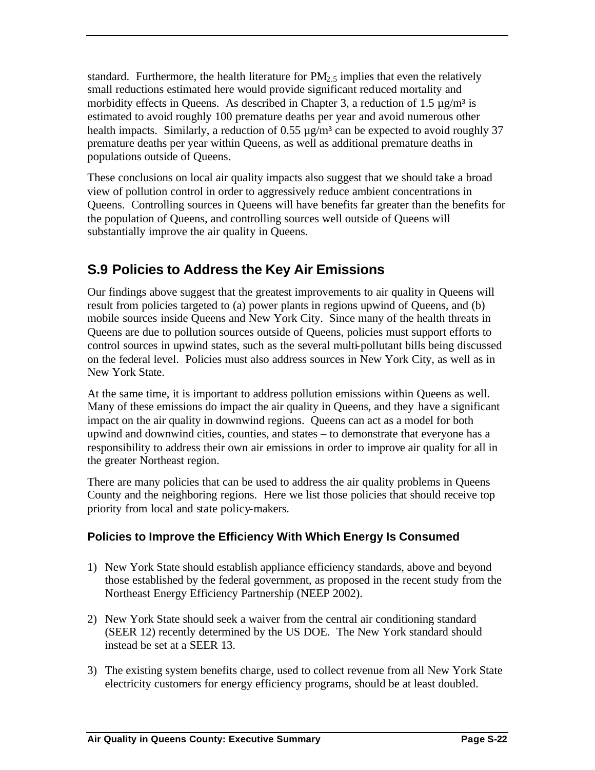standard. Furthermore, the health literature for $PM_{2.5}$ implies that even the relatively small reductions estimated here would provide significant reduced mortality and morbidity effects in Queens. As described in Chapter 3, a reduction of 1.5 µg/m³ is estimated to avoid roughly 100 premature deaths per year and avoid numerous other health impacts. Similarly, a reduction of 0.55 µg/m³ can be expected to avoid roughly 37 premature deaths per year within Queens, as well as additional premature deaths in populations outside of Queens.

These conclusions on local air quality impacts also suggest that we should take a broad view of pollution control in order to aggressively reduce ambient concentrations in Queens. Controlling sources in Queens will have benefits far greater than the benefits for the population of Queens, and controlling sources well outside of Queens will substantially improve the air quality in Queens.

## S.9 Policies to Address the Key Air Emissions

Our findings above suggest that the greatest improvements to air quality in Queens will result from policies targeted to (a) power plants in regions upwind of Queens, and (b) mobile sources inside Queens and New York City. Since many of the health threats in Queens are due to pollution sources outside of Queens, policies must support efforts to control sources in upwind states, such as the several multi-pollutant bills being discussed on the federal level. Policies must also address sources in New York City, as well as in New York State.

At the same time, it is important to address pollution emissions within Queens as well. Many of these emissions do impact the air quality in Queens, and they have a significant impact on the air quality in downwind regions. Queens can act as a model for both upwind and downwind cities, counties, and states – to demonstrate that everyone has a responsibility to address their own air emissions in order to improve air quality for all in the greater Northeast region.

There are many policies that can be used to address the air quality problems in Queens County and the neighboring regions. Here we list those policies that should receive top priority from local and state policy-makers.

### Policies to Improve the Efficiency With Which Energy Is Consumed

1) New York State should establish appliance efficiency standards, above and beyond those established by the federal government, as proposed in the recent study from the Northeast Energy Efficiency Partnership (NEEP 2002).

2) New York State should seek a waiver from the central air conditioning standard (SEER 12) recently determined by the US DOE. The New York standard should instead be set at a SEER 13.

3) The existing system benefits charge, used to collect revenue from all New York State electricity customers for energy efficiency programs, should be at least doubled.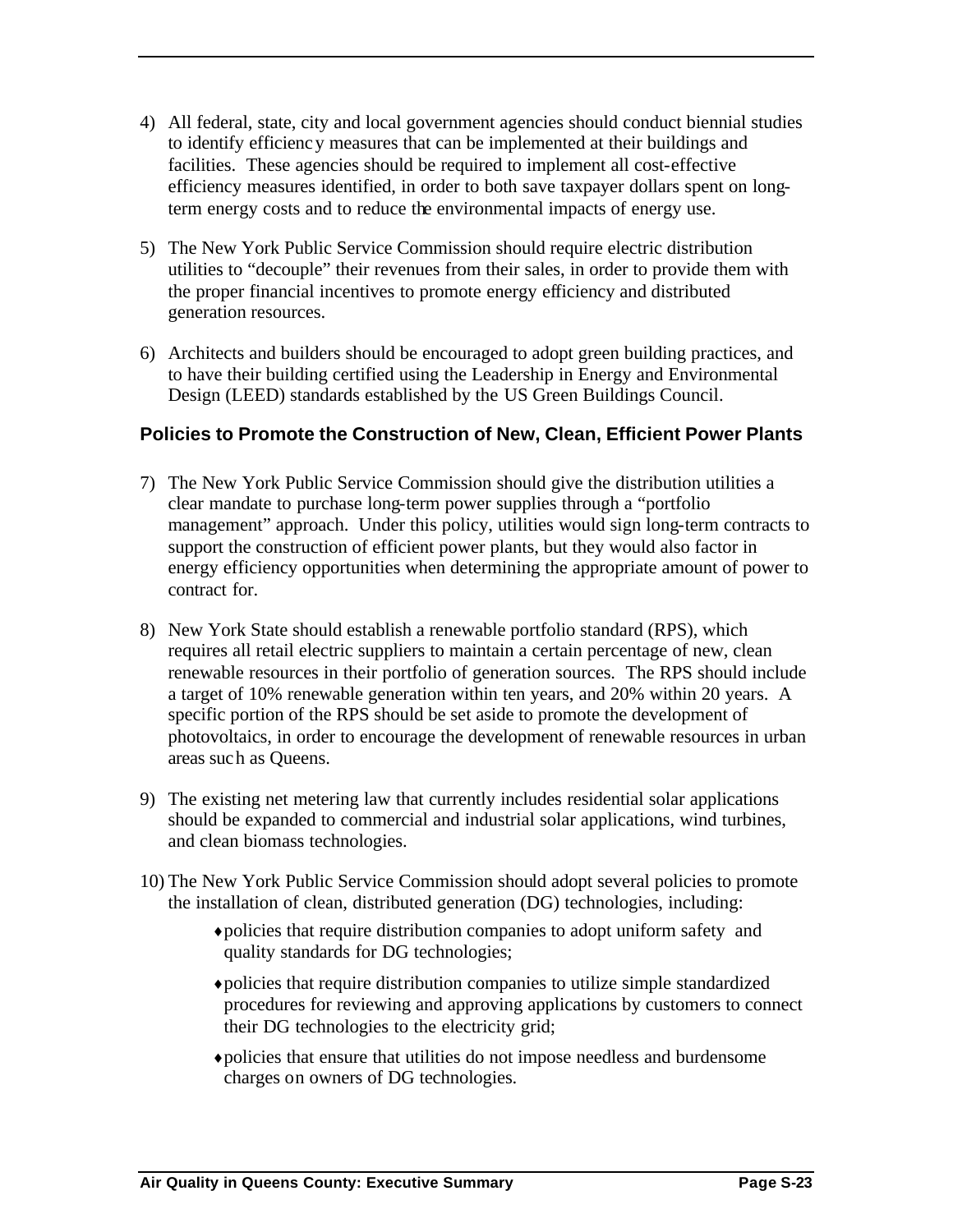4) All federal, state, city and local government agencies should conduct biennial studies to identify efficiency measures that can be implemented at their buildings and facilities. These agencies should be required to implement all cost-effective efficiency measures identified, in order to both save taxpayer dollars spent on long-term energy costs and to reduce the environmental impacts of energy use.

5) The New York Public Service Commission should require electric distribution utilities to "decouple" their revenues from their sales, in order to provide them with the proper financial incentives to promote energy efficiency and distributed generation resources.

6) Architects and builders should be encouraged to adopt green building practices, and to have their building certified using the Leadership in Energy and Environmental Design (LEED) standards established by the US Green Buildings Council.

### Policies to Promote the Construction of New, Clean, Efficient Power Plants

7) The New York Public Service Commission should give the distribution utilities a clear mandate to purchase long-term power supplies through a "portfolio management" approach. Under this policy, utilities would sign long-term contracts to support the construction of efficient power plants, but they would also factor in energy efficiency opportunities when determining the appropriate amount of power to contract for.

8) New York State should establish a renewable portfolio standard (RPS), which requires all retail electric suppliers to maintain a certain percentage of new, clean renewable resources in their portfolio of generation sources. The RPS should include a target of 10% renewable generation within ten years, and 20% within 20 years. A specific portion of the RPS should be set aside to promote the development of photovoltaics, in order to encourage the development of renewable resources in urban areas such as Queens.

9) The existing net metering law that currently includes residential solar applications should be expanded to commercial and industrial solar applications, wind turbines, and clean biomass technologies.

10) The New York Public Service Commission should adopt several policies to promote the installation of clean, distributed generation (DG) technologies, including:

    - policies that require distribution companies to adopt uniform safety and quality standards for DG technologies;
    - policies that require distribution companies to utilize simple standardized procedures for reviewing and approving applications by customers to connect their DG technologies to the electricity grid;
    - policies that ensure that utilities do not impose needless and burdensome charges on owners of DG technologies.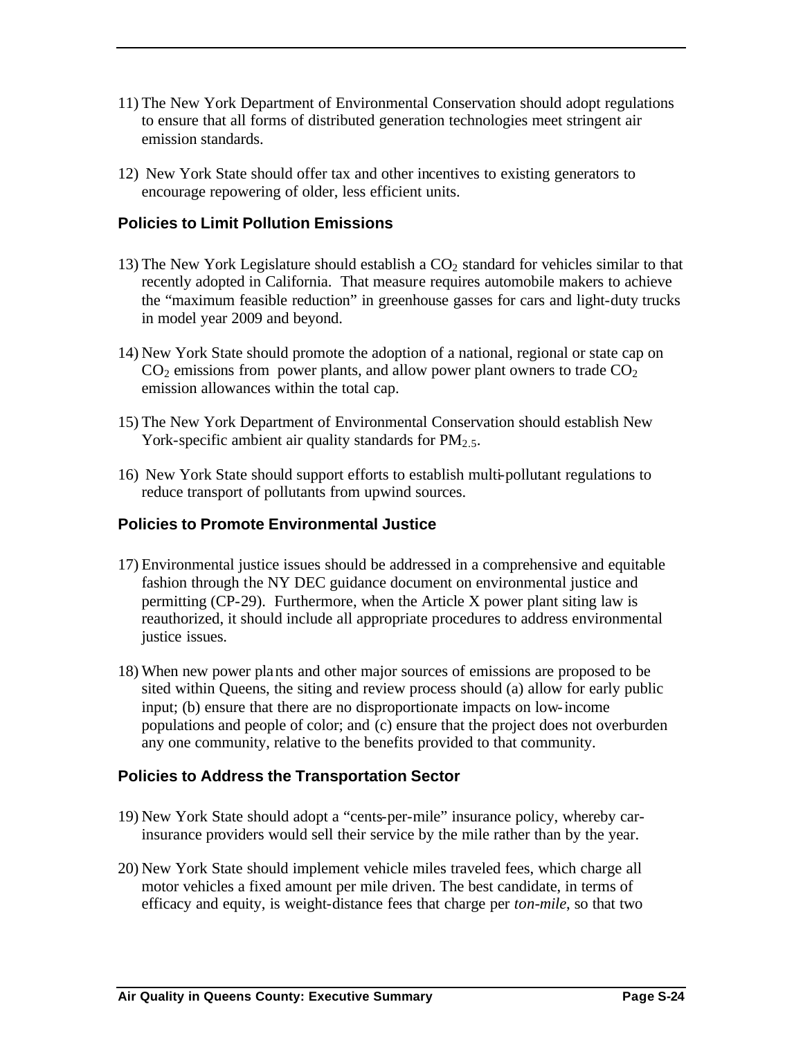11) The New York Department of Environmental Conservation should adopt regulations to ensure that all forms of distributed generation technologies meet stringent air emission standards.

12) New York State should offer tax and other incentives to existing generators to encourage repowering of older, less efficient units.

### Policies to Limit Pollution Emissions

13) The New York Legislature should establish a $CO_2$ standard for vehicles similar to that recently adopted in California. That measure requires automobile makers to achieve the "maximum feasible reduction" in greenhouse gasses for cars and light-duty trucks in model year 2009 and beyond.

14) New York State should promote the adoption of a national, regional or state cap on $CO_2$ emissions from power plants, and allow power plant owners to trade $CO_2$ emission allowances within the total cap.

15) The New York Department of Environmental Conservation should establish New York-specific ambient air quality standards for $PM_{2.5}$.

16) New York State should support efforts to establish multi-pollutant regulations to reduce transport of pollutants from upwind sources.

### Policies to Promote Environmental Justice

17) Environmental justice issues should be addressed in a comprehensive and equitable fashion through the NY DEC guidance document on environmental justice and permitting (CP-29). Furthermore, when the Article X power plant siting law is reauthorized, it should include all appropriate procedures to address environmental justice issues.

18) When new power plants and other major sources of emissions are proposed to be sited within Queens, the siting and review process should (a) allow for early public input; (b) ensure that there are no disproportionate impacts on low-income populations and people of color; and (c) ensure that the project does not overburden any one community, relative to the benefits provided to that community.

### Policies to Address the Transportation Sector

19) New York State should adopt a "cents-per-mile" insurance policy, whereby car-insurance providers would sell their service by the mile rather than by the year.

20) New York State should implement vehicle miles traveled fees, which charge all motor vehicles a fixed amount per mile driven. The best candidate, in terms of efficacy and equity, is weight-distance fees that charge per *ton-mile*, so that two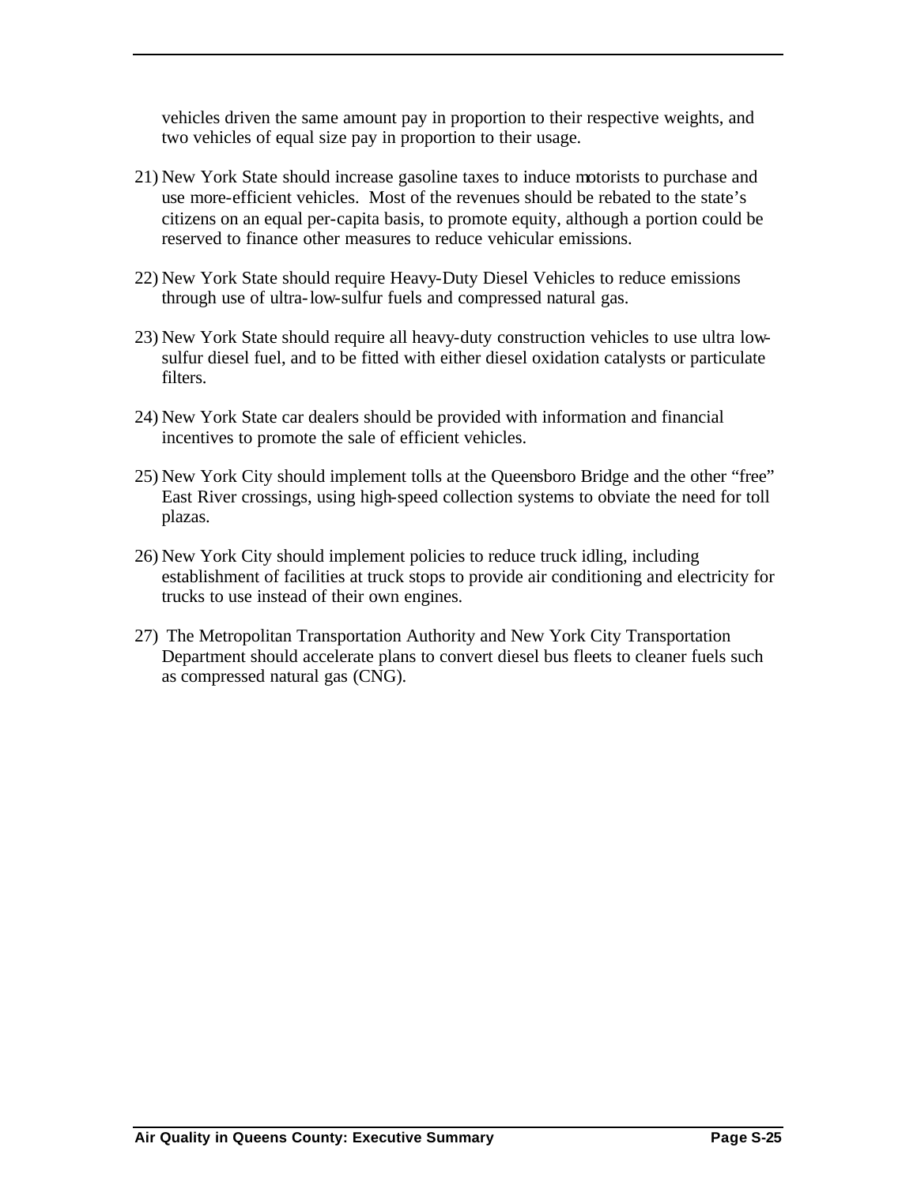vehicles driven the same amount pay in proportion to their respective weights, and two vehicles of equal size pay in proportion to their usage.

21) New York State should increase gasoline taxes to induce motorists to purchase and use more-efficient vehicles. Most of the revenues should be rebated to the state's citizens on an equal per-capita basis, to promote equity, although a portion could be reserved to finance other measures to reduce vehicular emissions.

22) New York State should require Heavy-Duty Diesel Vehicles to reduce emissions through use of ultra-low-sulfur fuels and compressed natural gas.

23) New York State should require all heavy-duty construction vehicles to use ultra low-sulfur diesel fuel, and to be fitted with either diesel oxidation catalysts or particulate filters.

24) New York State car dealers should be provided with information and financial incentives to promote the sale of efficient vehicles.

25) New York City should implement tolls at the Queensboro Bridge and the other "free" East River crossings, using high-speed collection systems to obviate the need for toll plazas.

26) New York City should implement policies to reduce truck idling, including establishment of facilities at truck stops to provide air conditioning and electricity for trucks to use instead of their own engines.

27) The Metropolitan Transportation Authority and New York City Transportation Department should accelerate plans to convert diesel bus fleets to cleaner fuels such as compressed natural gas (CNG).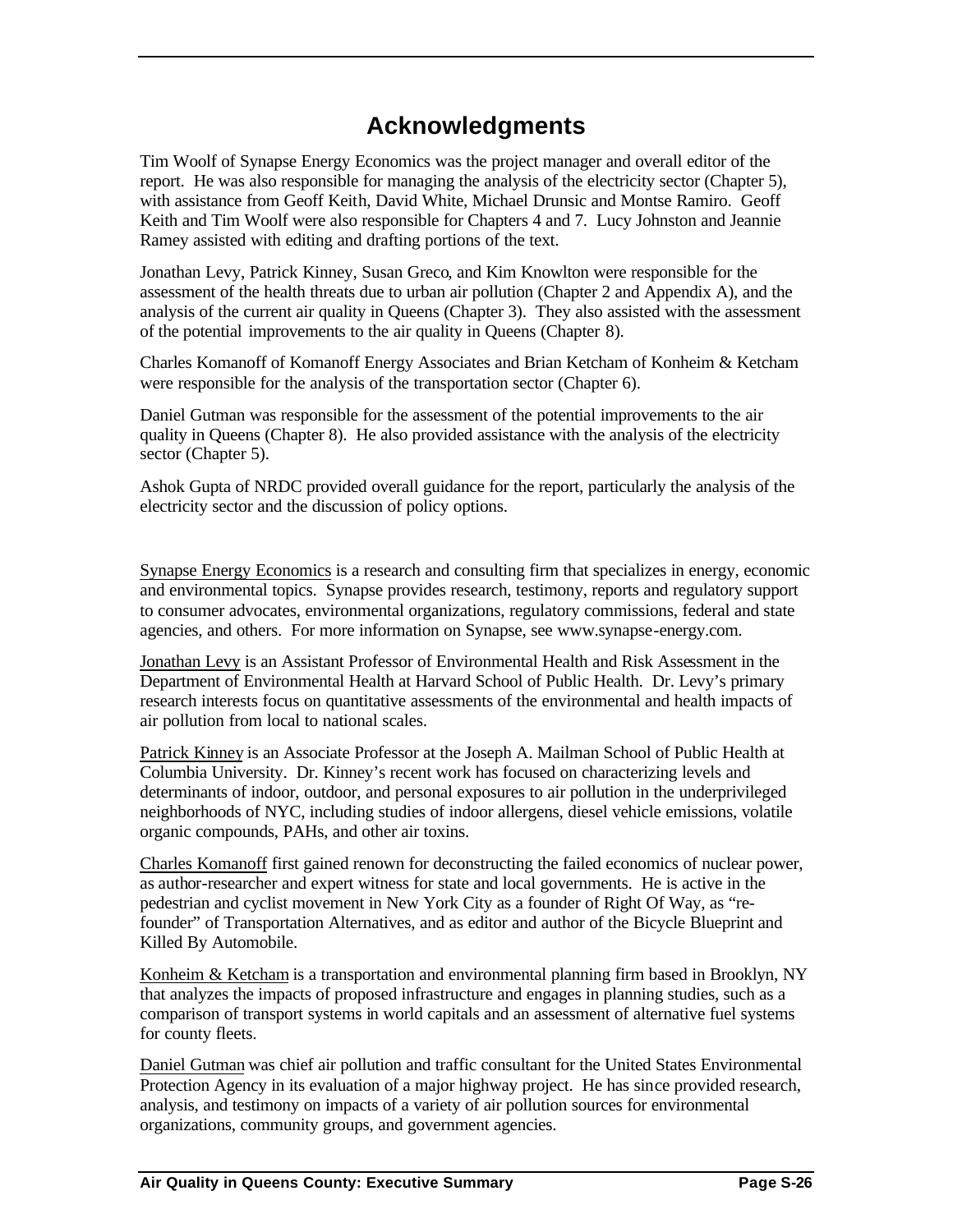# Acknowledgments

Tim Woolf of Synapse Energy Economics was the project manager and overall editor of the report. He was also responsible for managing the analysis of the electricity sector (Chapter 5), with assistance from Geoff Keith, David White, Michael Drunsic and Montse Ramiro. Geoff Keith and Tim Woolf were also responsible for Chapters 4 and 7. Lucy Johnston and Jeannie Ramey assisted with editing and drafting portions of the text.

Jonathan Levy, Patrick Kinney, Susan Greco, and Kim Knowlton were responsible for the assessment of the health threats due to urban air pollution (Chapter 2 and Appendix A), and the analysis of the current air quality in Queens (Chapter 3). They also assisted with the assessment of the potential improvements to the air quality in Queens (Chapter 8).

Charles Komanoff of Komanoff Energy Associates and Brian Ketcham of Konheim & Ketcham were responsible for the analysis of the transportation sector (Chapter 6).

Daniel Gutman was responsible for the assessment of the potential improvements to the air quality in Queens (Chapter 8). He also provided assistance with the analysis of the electricity sector (Chapter 5).

Ashok Gupta of NRDC provided overall guidance for the report, particularly the analysis of the electricity sector and the discussion of policy options.

Synapse Energy Economics is a research and consulting firm that specializes in energy, economic and environmental topics. Synapse provides research, testimony, reports and regulatory support to consumer advocates, environmental organizations, regulatory commissions, federal and state agencies, and others. For more information on Synapse, see www.synapse-energy.com.

Jonathan Levy is an Assistant Professor of Environmental Health and Risk Assessment in the Department of Environmental Health at Harvard School of Public Health. Dr. Levy's primary research interests focus on quantitative assessments of the environmental and health impacts of air pollution from local to national scales.

Patrick Kinney is an Associate Professor at the Joseph A. Mailman School of Public Health at Columbia University. Dr. Kinney's recent work has focused on characterizing levels and determinants of indoor, outdoor, and personal exposures to air pollution in the underprivileged neighborhoods of NYC, including studies of indoor allergens, diesel vehicle emissions, volatile organic compounds, PAHs, and other air toxins.

Charles Komanoff first gained renown for deconstructing the failed economics of nuclear power, as author-researcher and expert witness for state and local governments. He is active in the pedestrian and cyclist movement in New York City as a founder of Right Of Way, as "re-founder" of Transportation Alternatives, and as editor and author of the Bicycle Blueprint and Killed By Automobile.

Konheim & Ketcham is a transportation and environmental planning firm based in Brooklyn, NY that analyzes the impacts of proposed infrastructure and engages in planning studies, such as a comparison of transport systems in world capitals and an assessment of alternative fuel systems for county fleets.

Daniel Gutman was chief air pollution and traffic consultant for the United States Environmental Protection Agency in its evaluation of a major highway project. He has since provided research, analysis, and testimony on impacts of a variety of air pollution sources for environmental organizations, community groups, and government agencies.